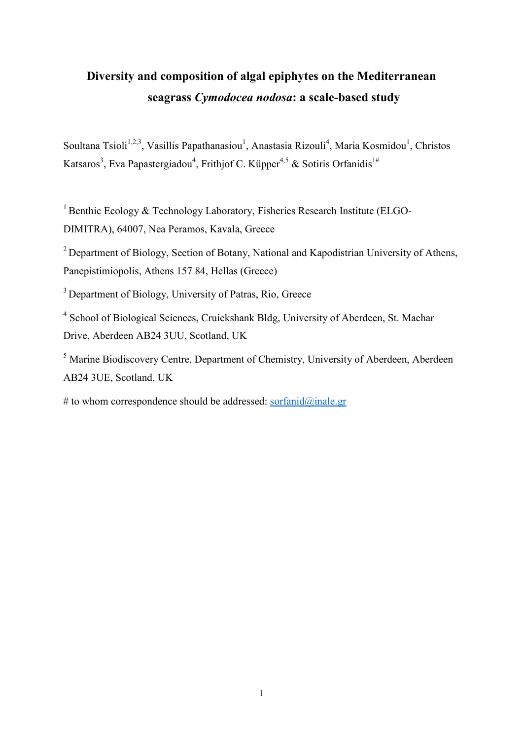# Diversity and composition of algal epiphytes on the Mediterranean seagrass *Cymodocea nodosa*: a scale-based study

Soultana Tsioli[1,2,3], Vasillis Papathanasiou[1], Anastasia Rizouli[4], Maria Kosmidou[1], Christos Katsaros[3], Eva Papastergiadou[4], Frithjof C. Küpper[4,5] & Sotiris Orfanidis[1#]

[1] Benthic Ecology & Technology Laboratory, Fisheries Research Institute (ELGO-DIMITRA), 64007, Nea Peramos, Kavala, Greece

[2] Department of Biology, Section of Botany, National and Kapodistrian University of Athens, Panepistimiopolis, Athens 157 84, Hellas (Greece)

[3] Department of Biology, University of Patras, Rio, Greece

[4] School of Biological Sciences, Cruickshank Bldg, University of Aberdeen, St. Machar Drive, Aberdeen AB24 3UU, Scotland, UK

[5] Marine Biodiscovery Centre, Department of Chemistry, University of Aberdeen, Aberdeen AB24 3UE, Scotland, UK

# to whom correspondence should be addressed: sorfanid@inale.gr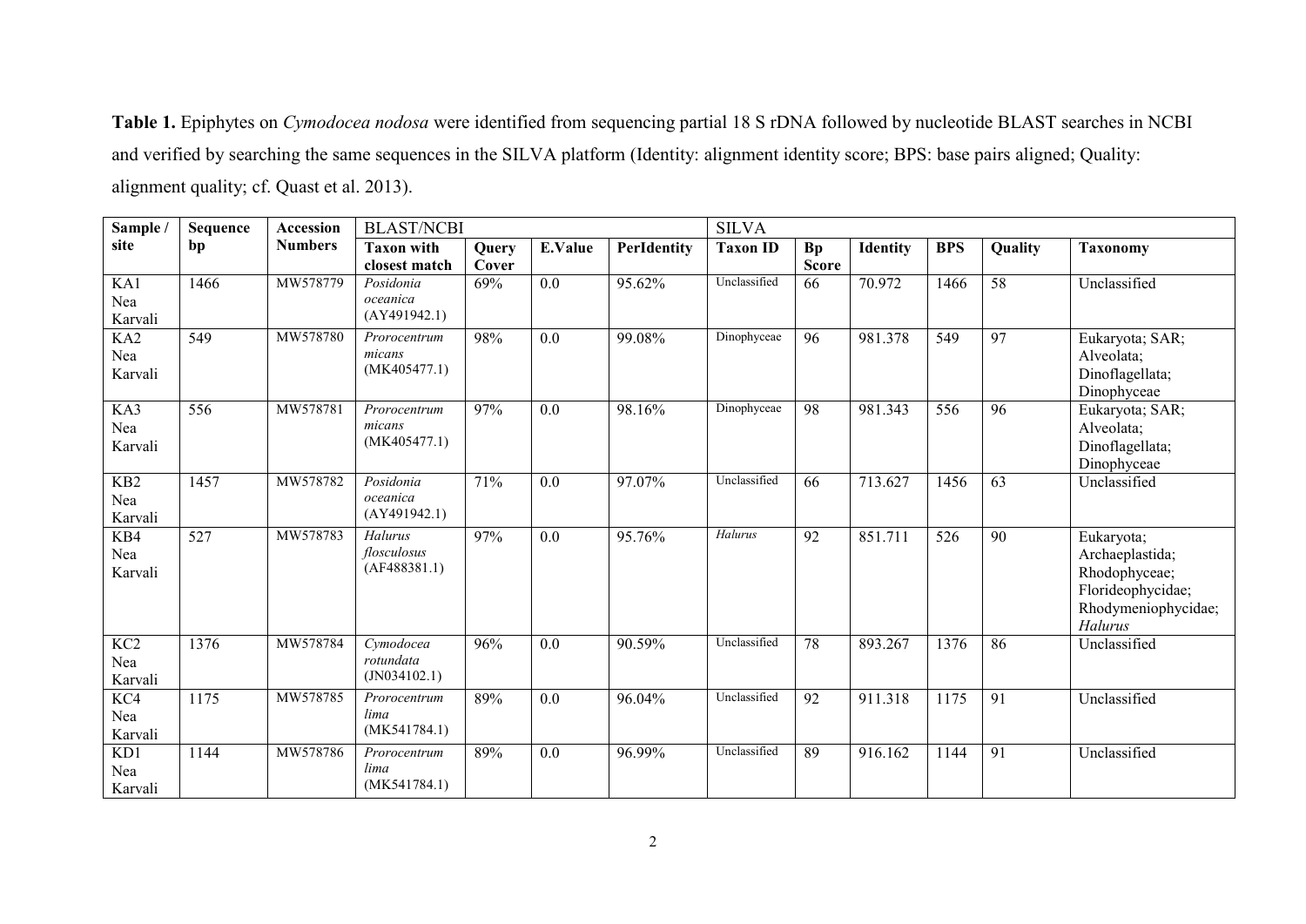**Table 1.** Epiphytes on *Cymodocea nodosa* were identified from sequencing partial 18 S rDNA followed by nucleotide BLAST searches in NCBI and verified by searching the same sequences in the SILVA platform (Identity: alignment identity score; BPS: base pairs aligned; Quality: alignment quality; cf. Quast et al. 2013).

| Sample / site | Sequence bp | Accession Numbers | BLAST/NCBI | | | | SILVA | | | | | |
|---|---|---|---|---|---|---|---|---|---|---|---|---|
| | | | Taxon with closest match | Query Cover | E.Value | PerIdentity | Taxon ID | Bp Score | Identity | BPS | Quality | Taxonomy |
| KA1 Nea Karvali | 1466 | MW578779 | *Posidonia oceanica* (AY491942.1) | 69% | 0.0 | 95.62% | Unclassified | 66 | 70.972 | 1466 | 58 | Unclassified |
| KA2 Nea Karvali | 549 | MW578780 | *Prorocentrum micans* (MK405477.1) | 98% | 0.0 | 99.08% | Dinophyceae | 96 | 981.378 | 549 | 97 | Eukaryota; SAR; Alveolata; Dinoflagellata; Dinophyceae |
| KA3 Nea Karvali | 556 | MW578781 | *Prorocentrum micans* (MK405477.1) | 97% | 0.0 | 98.16% | Dinophyceae | 98 | 981.343 | 556 | 96 | Eukaryota; SAR; Alveolata; Dinoflagellata; Dinophyceae |
| KB2 Nea Karvali | 1457 | MW578782 | *Posidonia oceanica* (AY491942.1) | 71% | 0.0 | 97.07% | Unclassified | 66 | 713.627 | 1456 | 63 | Unclassified |
| KB4 Nea Karvali | 527 | MW578783 | *Halurus flosculosus* (AF488381.1) | 97% | 0.0 | 95.76% | *Halurus* | 92 | 851.711 | 526 | 90 | Eukaryota; Archaeplastida; Rhodophyceae; Florideophycidae; Rhodymeniophycidae; *Halurus* |
| KC2 Nea Karvali | 1376 | MW578784 | *Cymodocea rotundata* (JN034102.1) | 96% | 0.0 | 90.59% | Unclassified | 78 | 893.267 | 1376 | 86 | Unclassified |
| KC4 Nea Karvali | 1175 | MW578785 | *Prorocentrum lima* (MK541784.1) | 89% | 0.0 | 96.04% | Unclassified | 92 | 911.318 | 1175 | 91 | Unclassified |
| KD1 Nea Karvali | 1144 | MW578786 | *Prorocentrum lima* (MK541784.1) | 89% | 0.0 | 96.99% | Unclassified | 89 | 916.162 | 1144 | 91 | Unclassified |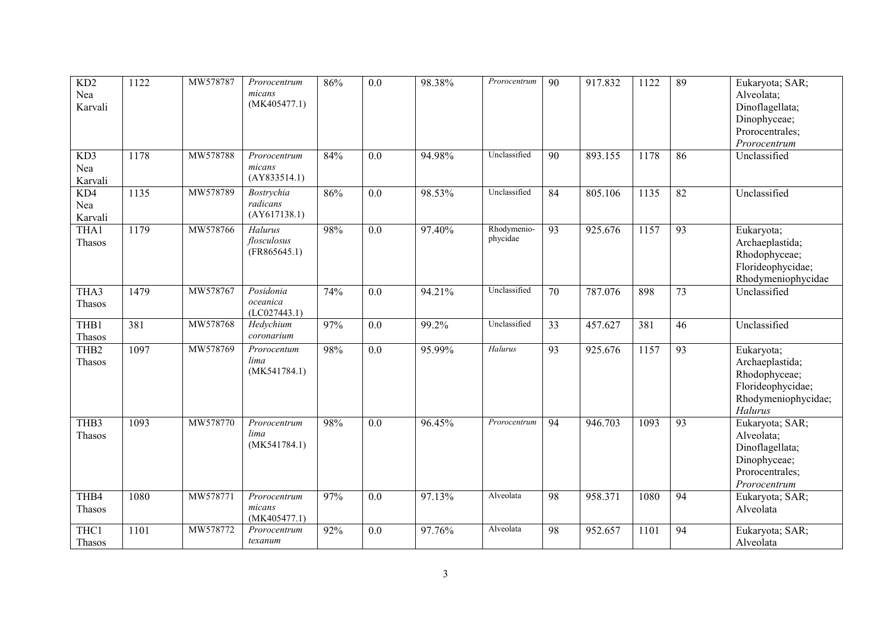| KD2 Nea Karvali | 1122 | MW578787 | *Prorocentrum micans* (MK405477.1) | 86% | 0.0 | 98.38% | *Prorocentrum* | 90 | 917.832 | 1122 | 89 | Eukaryota; SAR; Alveolata; Dinoflagellata; Dinophyceae; Prorocentrales; *Prorocentrum* |
|---|---|---|---|---|---|---|---|---|---|---|---|---|
| KD3 Nea Karvali | 1178 | MW578788 | *Prorocentrum micans* (AY833514.1) | 84% | 0.0 | 94.98% | Unclassified | 90 | 893.155 | 1178 | 86 | Unclassified |
| KD4 Nea Karvali | 1135 | MW578789 | *Bostrychia radicans* (AY617138.1) | 86% | 0.0 | 98.53% | Unclassified | 84 | 805.106 | 1135 | 82 | Unclassified |
| THA1 Thasos | 1179 | MW578766 | *Halurus flosculosus* (FR865645.1) | 98% | 0.0 | 97.40% | Rhodymenio-phycidae | 93 | 925.676 | 1157 | 93 | Eukaryota; Archaeplastida; Rhodophyceae; Florideophycidae; Rhodymeniophycidae |
| THA3 Thasos | 1479 | MW578767 | *Posidonia oceanica* (LC027443.1) | 74% | 0.0 | 94.21% | Unclassified | 70 | 787.076 | 898 | 73 | Unclassified |
| THB1 Thasos | 381 | MW578768 | *Hedychium coronarium* | 97% | 0.0 | 99.2% | Unclassified | 33 | 457.627 | 381 | 46 | Unclassified |
| THB2 Thasos | 1097 | MW578769 | *Prorocentum lima* (MK541784.1) | 98% | 0.0 | 95.99% | *Halurus* | 93 | 925.676 | 1157 | 93 | Eukaryota; Archaeplastida; Rhodophyceae; Florideophycidae; Rhodymeniophycidae; *Halurus* |
| THB3 Thasos | 1093 | MW578770 | *Prorocentrum lima* (MK541784.1) | 98% | 0.0 | 96.45% | *Prorocentrum* | 94 | 946.703 | 1093 | 93 | Eukaryota; SAR; Alveolata; Dinoflagellata; Dinophyceae; Prorocentrales; *Prorocentrum* |
| THB4 Thasos | 1080 | MW578771 | *Prorocentrum micans* (MK405477.1) | 97% | 0.0 | 97.13% | Alveolata | 98 | 958.371 | 1080 | 94 | Eukaryota; SAR; Alveolata |
| THC1 Thasos | 1101 | MW578772 | *Prorocentrum texanum* | 92% | 0.0 | 97.76% | Alveolata | 98 | 952.657 | 1101 | 94 | Eukaryota; SAR; Alveolata |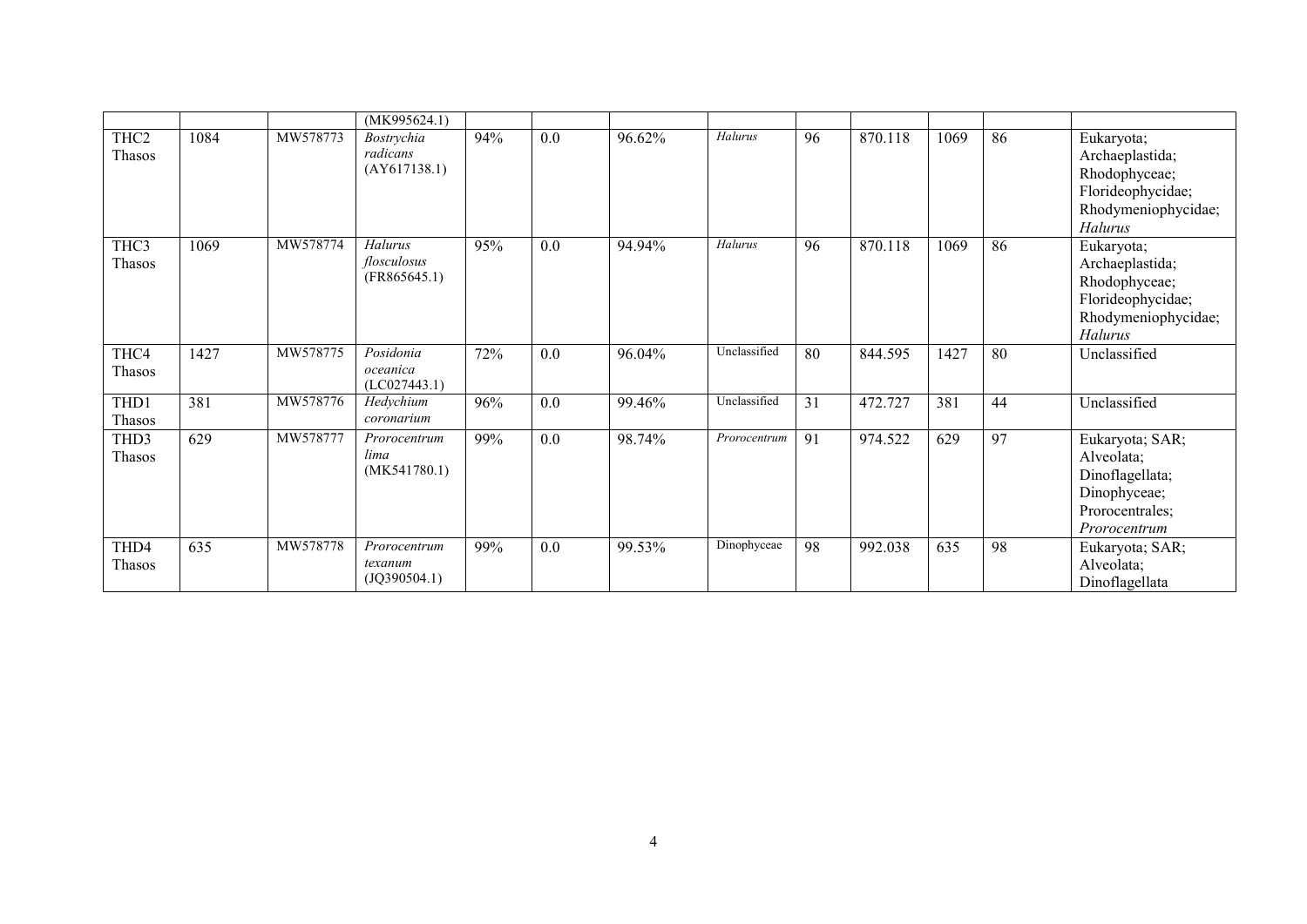|  |  |  | (MK995624.1) |  |  |  |  |  |  |  |  |  |
|---|---|---|---|---|---|---|---|---|---|---|---|---|
| THC2 Thasos | 1084 | MW578773 | *Bostrychia radicans* (AY617138.1) | 94% | 0.0 | 96.62% | *Halurus* | 96 | 870.118 | 1069 | 86 | Eukaryota; Archaeplastida; Rhodophyceae; Florideophycidae; Rhodymeniophycidae; *Halurus* |
| THC3 Thasos | 1069 | MW578774 | *Halurus flosculosus* (FR865645.1) | 95% | 0.0 | 94.94% | *Halurus* | 96 | 870.118 | 1069 | 86 | Eukaryota; Archaeplastida; Rhodophyceae; Florideophycidae; Rhodymeniophycidae; *Halurus* |
| THC4 Thasos | 1427 | MW578775 | *Posidonia oceanica* (LC027443.1) | 72% | 0.0 | 96.04% | Unclassified | 80 | 844.595 | 1427 | 80 | Unclassified |
| THD1 Thasos | 381 | MW578776 | *Hedychium coronarium* | 96% | 0.0 | 99.46% | Unclassified | 31 | 472.727 | 381 | 44 | Unclassified |
| THD3 Thasos | 629 | MW578777 | *Prorocentrum lima* (MK541780.1) | 99% | 0.0 | 98.74% | *Prorocentrum* | 91 | 974.522 | 629 | 97 | Eukaryota; SAR; Alveolata; Dinoflagellata; Dinophyceae; Prorocentrales; *Prorocentrum* |
| THD4 Thasos | 635 | MW578778 | *Prorocentrum texanum* (JQ390504.1) | 99% | 0.0 | 99.53% | Dinophyceae | 98 | 992.038 | 635 | 98 | Eukaryota; SAR; Alveolata; Dinoflagellata |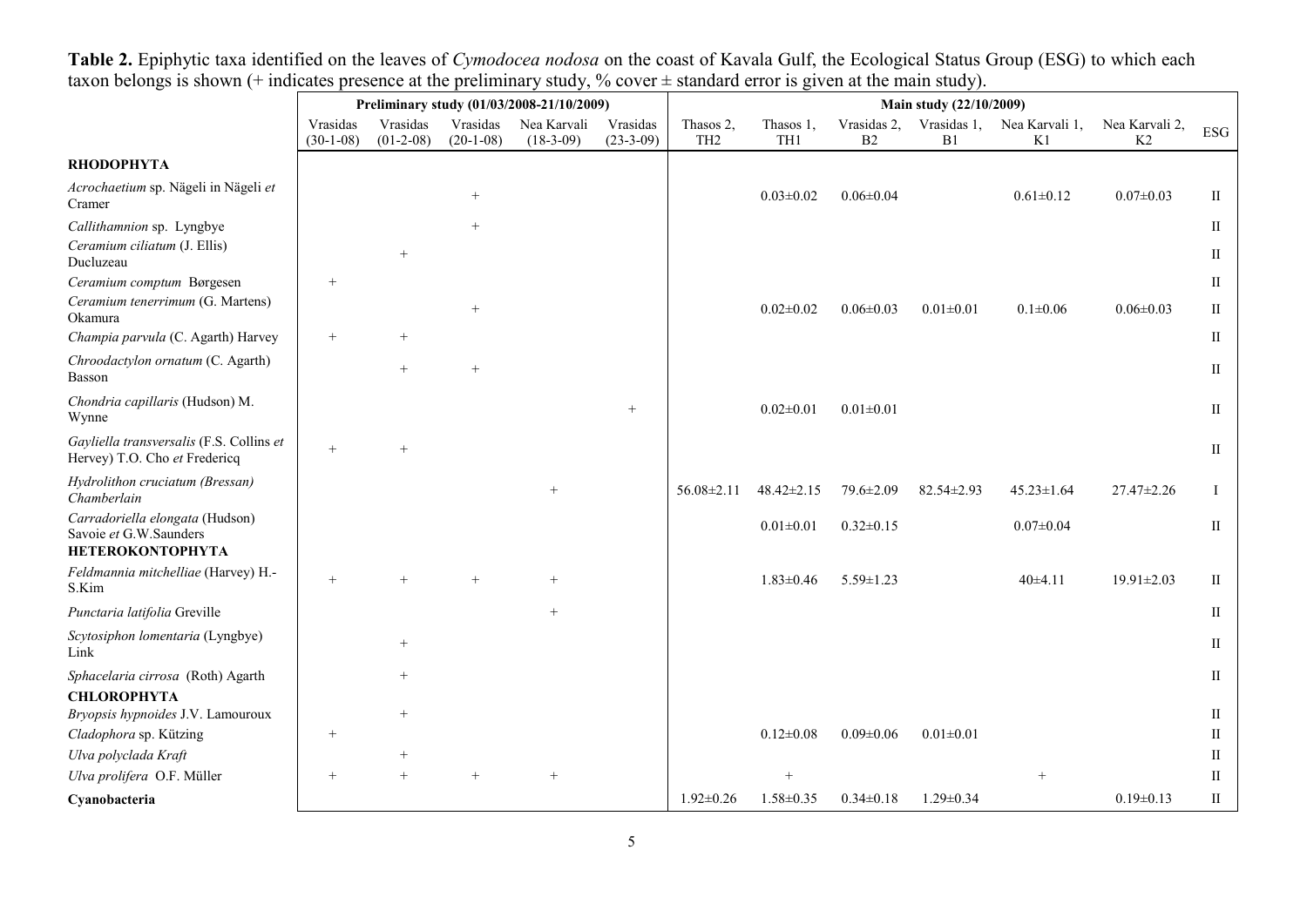**Table 2.** Epiphytic taxa identified on the leaves of *Cymodocea nodosa* on the coast of Kavala Gulf, the Ecological Status Group (ESG) to which each taxon belongs is shown (+ indicates presence at the preliminary study, % cover ± standard error is given at the main study).

| | Preliminary study (01/03/2008-21/10/2009) | | | | | Main study (22/10/2009) | | | | | | |
|---|---|---|---|---|---|---|---|---|---|---|---|---|
| | Vrasidas (30-1-08) | Vrasidas (01-2-08) | Vrasidas (20-1-08) | Nea Karvali (18-3-09) | Vrasidas (23-3-09) | Thasos 2, TH2 | Thasos 1, TH1 | Vrasidas 2, B2 | Vrasidas 1, B1 | Nea Karvali 1, K1 | Nea Karvali 2, K2 | ESG |
| **RHODOPHYTA** | | | | | | | | | | | | |
| *Acrochaetium* sp. Nägeli in Nägeli *et* Cramer | | | + | | | | 0.03±0.02 | 0.06±0.04 | | 0.61±0.12 | 0.07±0.03 | II |
| *Callithamnion* sp. Lyngbye | | | + | | | | | | | | | II |
| *Ceramium ciliatum* (J. Ellis) Ducluzeau | | + | | | | | | | | | | II |
| *Ceramium comptum* Børgesen | + | | | | | | | | | | | II |
| *Ceramium tenerrimum* (G. Martens) Okamura | | | + | | | | 0.02±0.02 | 0.06±0.03 | 0.01±0.01 | 0.1±0.06 | 0.06±0.03 | II |
| *Champia parvula* (C. Agarth) Harvey | + | + | | | | | | | | | | II |
| *Chroodactylon ornatum* (C. Agarth) Basson | | + | + | | | | | | | | | II |
| *Chondria capillaris* (Hudson) M. Wynne | | | | | + | | 0.02±0.01 | 0.01±0.01 | | | | II |
| *Gayliella transversalis* (F.S. Collins *et* Hervey) T.O. Cho *et* Fredericq | + | + | | | | | | | | | | II |
| *Hydrolithon cruciatum (Bressan) Chamberlain* | | | | + | | 56.08±2.11 | 48.42±2.15 | 79.6±2.09 | 82.54±2.93 | 45.23±1.64 | 27.47±2.26 | I |
| *Carradoriella elongata* (Hudson) Savoie *et* G.W.Saunders | | | | | | | 0.01±0.01 | 0.32±0.15 | | 0.07±0.04 | | II |
| **HETEROKONTOPHYTA** | | | | | | | | | | | | |
| *Feldmannia mitchelliae* (Harvey) H.-S.Kim | + | + | + | + | | | 1.83±0.46 | 5.59±1.23 | | 40±4.11 | 19.91±2.03 | II |
| *Punctaria latifolia* Greville | | | | + | | | | | | | | II |
| *Scytosiphon lomentaria* (Lyngbye) Link | | + | | | | | | | | | | II |
| *Sphacelaria cirrosa* (Roth) Agarth | | + | | | | | | | | | | II |
| **CHLOROPHYTA** | | | | | | | | | | | | |
| *Bryopsis hypnoides* J.V. Lamouroux | | + | | | | | | | | | | II |
| *Cladophora* sp. Kützing | + | | | | | | 0.12±0.08 | 0.09±0.06 | 0.01±0.01 | | | II |
| *Ulva polyclada Kraft* | | + | | | | | | | | | | II |
| *Ulva prolifera* O.F. Müller | + | + | + | + | | | + | | | + | | II |
| **Cyanobacteria** | | | | | | 1.92±0.26 | 1.58±0.35 | 0.34±0.18 | 1.29±0.34 | | 0.19±0.13 | II |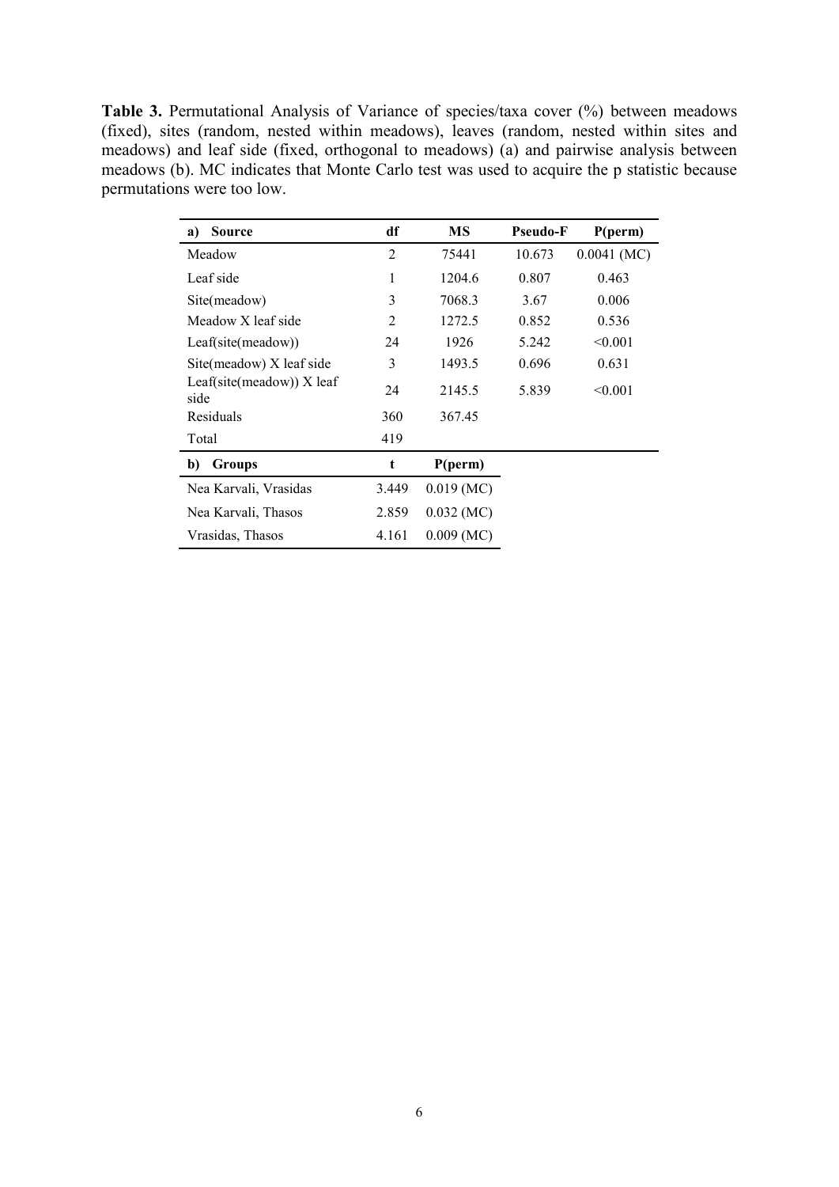**Table 3.** Permutational Analysis of Variance of species/taxa cover (%) between meadows (fixed), sites (random, nested within meadows), leaves (random, nested within sites and meadows) and leaf side (fixed, orthogonal to meadows) (a) and pairwise analysis between meadows (b). MC indicates that Monte Carlo test was used to acquire the p statistic because permutations were too low.

| a) Source | df | MS | Pseudo-F | P(perm) |
|---|---|---|---|---|
| Meadow | 2 | 75441 | 10.673 | 0.0041 (MC) |
| Leaf side | 1 | 1204.6 | 0.807 | 0.463 |
| Site(meadow) | 3 | 7068.3 | 3.67 | 0.006 |
| Meadow X leaf side | 2 | 1272.5 | 0.852 | 0.536 |
| Leaf(site(meadow)) | 24 | 1926 | 5.242 | <0.001 |
| Site(meadow) X leaf side | 3 | 1493.5 | 0.696 | 0.631 |
| Leaf(site(meadow)) X leaf side | 24 | 2145.5 | 5.839 | <0.001 |
| Residuals | 360 | 367.45 | | |
| Total | 419 | | | |

| b) Groups | t | P(perm) |
|---|---|---|
| Nea Karvali, Vrasidas | 3.449 | 0.019 (MC) |
| Nea Karvali, Thasos | 2.859 | 0.032 (MC) |
| Vrasidas, Thasos | 4.161 | 0.009 (MC) |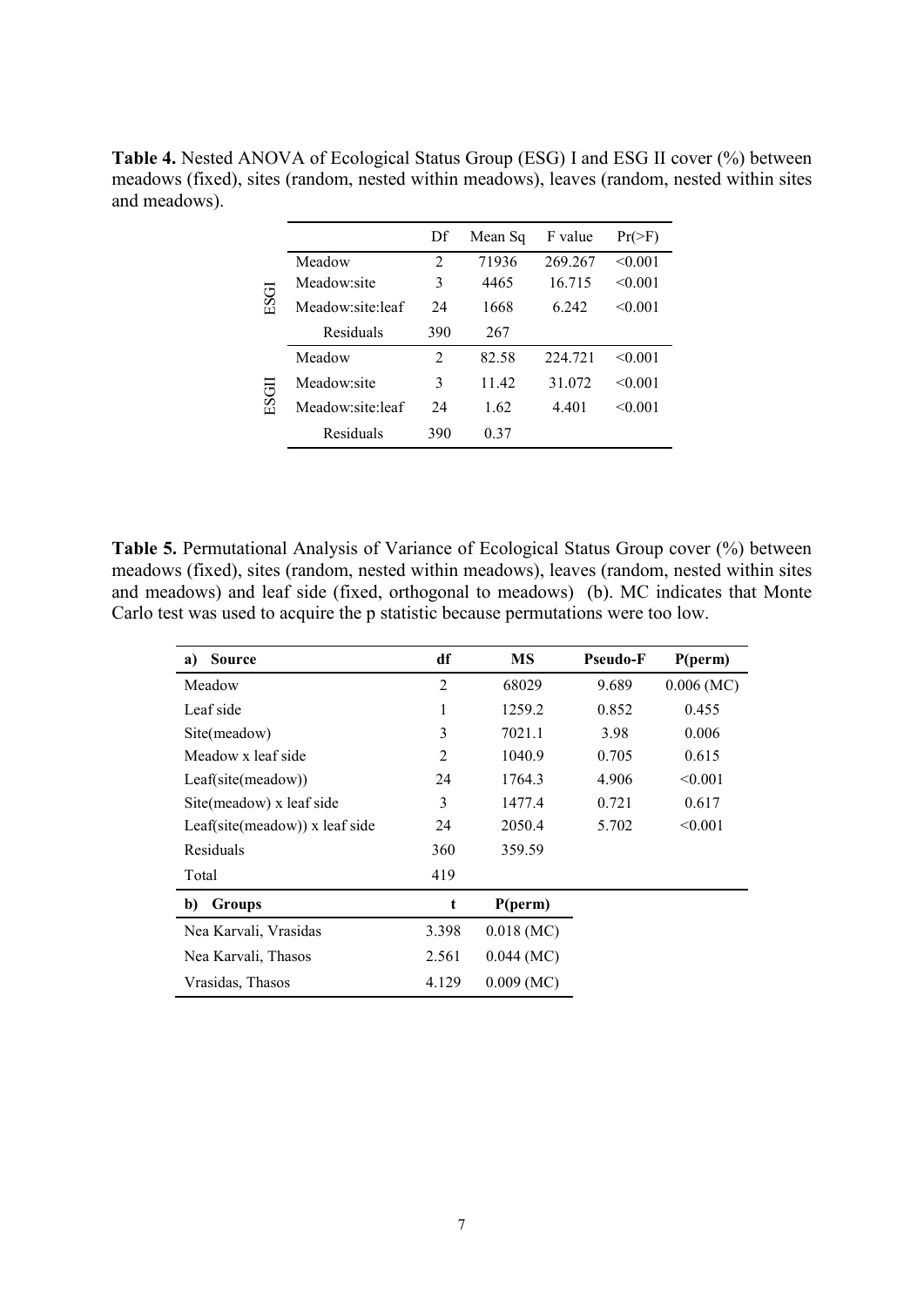**Table 4.** Nested ANOVA of Ecological Status Group (ESG) I and ESG II cover (%) between meadows (fixed), sites (random, nested within meadows), leaves (random, nested within sites and meadows).

| | | Df | Mean Sq | F value | Pr(>F) |
|---|---|---|---|---|---|
| ESGI | Meadow | 2 | 71936 | 269.267 | <0.001 |
| | Meadow:site | 3 | 4465 | 16.715 | <0.001 |
| | Meadow:site:leaf | 24 | 1668 | 6.242 | <0.001 |
| | Residuals | 390 | 267 | | |
| ESGII | Meadow | 2 | 82.58 | 224.721 | <0.001 |
| | Meadow:site | 3 | 11.42 | 31.072 | <0.001 |
| | Meadow:site:leaf | 24 | 1.62 | 4.401 | <0.001 |
| | Residuals | 390 | 0.37 | | |

**Table 5.** Permutational Analysis of Variance of Ecological Status Group cover (%) between meadows (fixed), sites (random, nested within meadows), leaves (random, nested within sites and meadows) and leaf side (fixed, orthogonal to meadows) (b). MC indicates that Monte Carlo test was used to acquire the p statistic because permutations were too low.

| a) Source | df | MS | Pseudo-F | P(perm) |
|---|---|---|---|---|
| Meadow | 2 | 68029 | 9.689 | 0.006 (MC) |
| Leaf side | 1 | 1259.2 | 0.852 | 0.455 |
| Site(meadow) | 3 | 7021.1 | 3.98 | 0.006 |
| Meadow x leaf side | 2 | 1040.9 | 0.705 | 0.615 |
| Leaf(site(meadow)) | 24 | 1764.3 | 4.906 | <0.001 |
| Site(meadow) x leaf side | 3 | 1477.4 | 0.721 | 0.617 |
| Leaf(site(meadow)) x leaf side | 24 | 2050.4 | 5.702 | <0.001 |
| Residuals | 360 | 359.59 | | |
| Total | 419 | | | |

| b) Groups | t | P(perm) |
|---|---|---|
| Nea Karvali, Vrasidas | 3.398 | 0.018 (MC) |
| Nea Karvali, Thasos | 2.561 | 0.044 (MC) |
| Vrasidas, Thasos | 4.129 | 0.009 (MC) |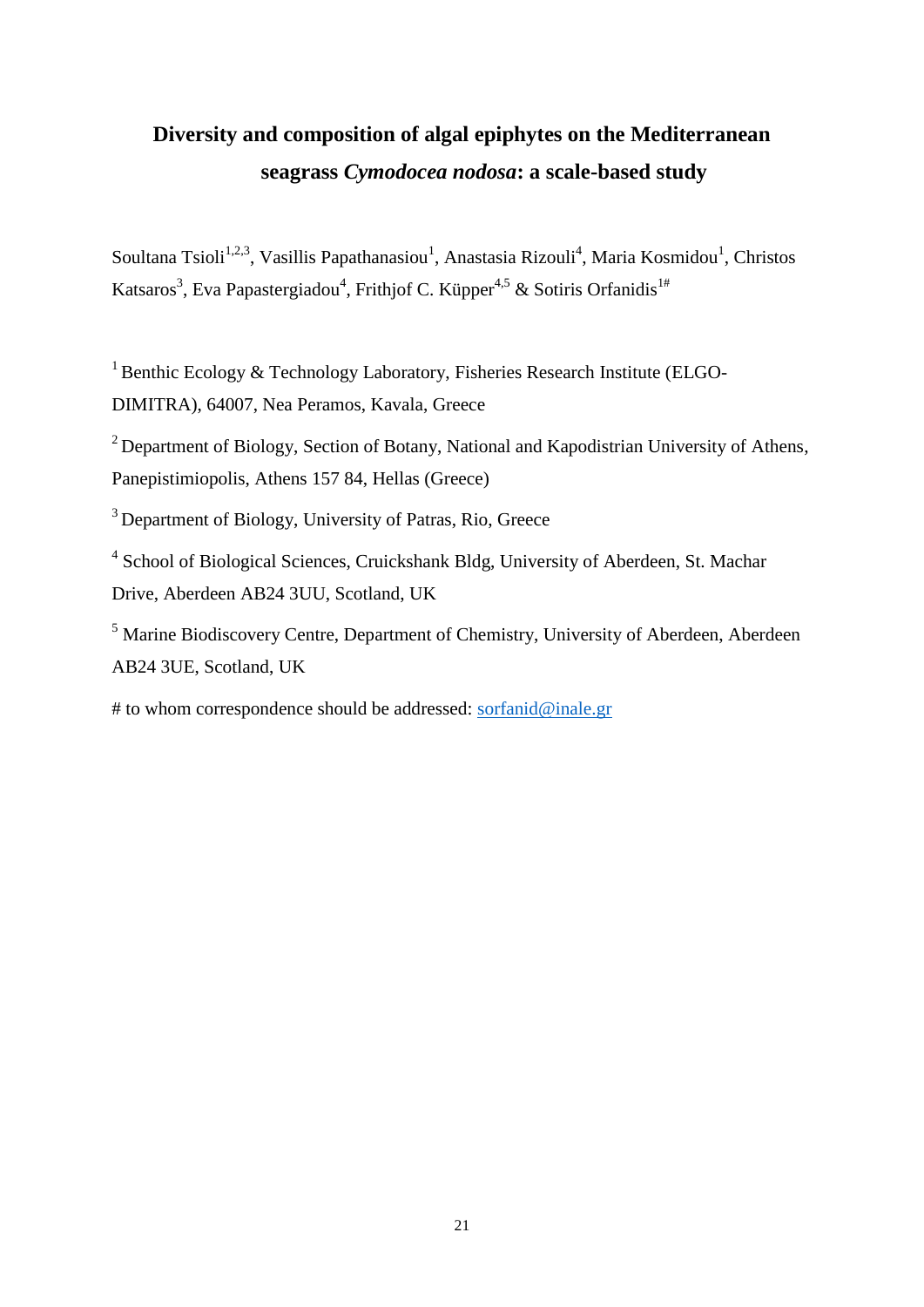# Diversity and composition of algal epiphytes on the Mediterranean seagrass *Cymodocea nodosa*: a scale-based study

Soultana Tsioli[1,2,3], Vasillis Papathanasiou[1], Anastasia Rizouli[4], Maria Kosmidou[1], Christos Katsaros[3], Eva Papastergiadou[4], Frithjof C. Küpper[4,5] & Sotiris Orfanidis[1#]

[1] Benthic Ecology & Technology Laboratory, Fisheries Research Institute (ELGO-DIMITRA), 64007, Nea Peramos, Kavala, Greece

[2] Department of Biology, Section of Botany, National and Kapodistrian University of Athens, Panepistimiopolis, Athens 157 84, Hellas (Greece)

[3] Department of Biology, University of Patras, Rio, Greece

[4] School of Biological Sciences, Cruickshank Bldg, University of Aberdeen, St. Machar Drive, Aberdeen AB24 3UU, Scotland, UK

[5] Marine Biodiscovery Centre, Department of Chemistry, University of Aberdeen, Aberdeen AB24 3UE, Scotland, UK

# to whom correspondence should be addressed: sorfanid@inale.gr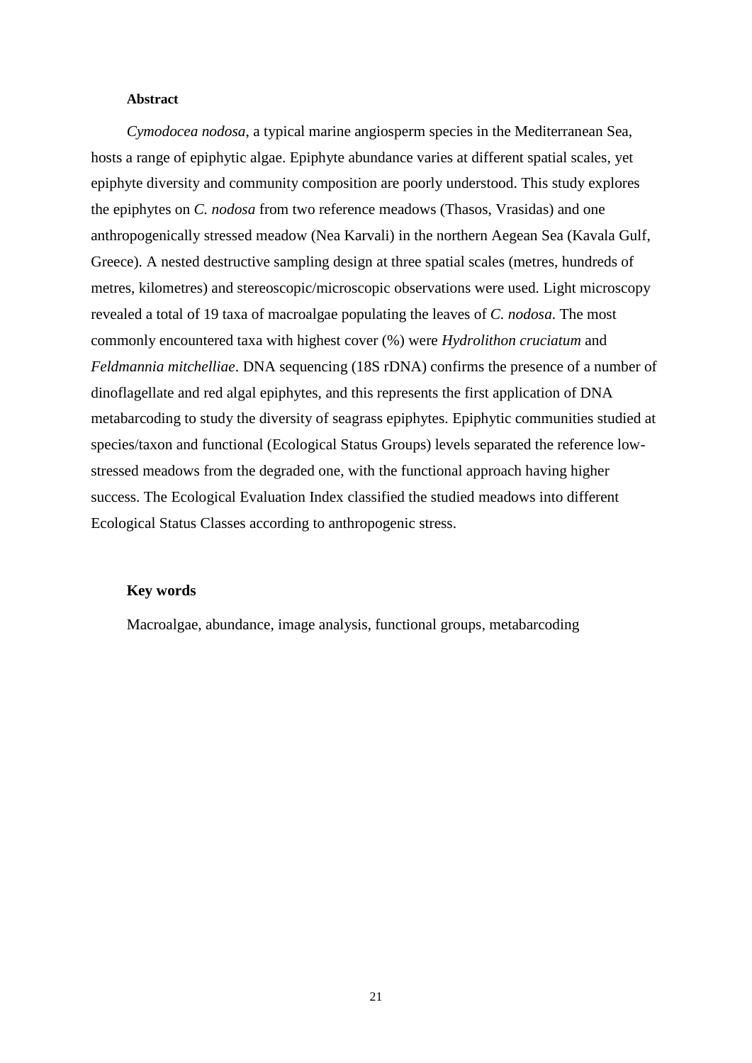**Abstract**

*Cymodocea nodosa*, a typical marine angiosperm species in the Mediterranean Sea, hosts a range of epiphytic algae. Epiphyte abundance varies at different spatial scales, yet epiphyte diversity and community composition are poorly understood. This study explores the epiphytes on *C. nodosa* from two reference meadows (Thasos, Vrasidas) and one anthropogenically stressed meadow (Nea Karvali) in the northern Aegean Sea (Kavala Gulf, Greece). A nested destructive sampling design at three spatial scales (metres, hundreds of metres, kilometres) and stereoscopic/microscopic observations were used. Light microscopy revealed a total of 19 taxa of macroalgae populating the leaves of *C. nodosa*. The most commonly encountered taxa with highest cover (%) were *Hydrolithon cruciatum* and *Feldmannia mitchelliae*. DNA sequencing (18S rDNA) confirms the presence of a number of dinoflagellate and red algal epiphytes, and this represents the first application of DNA metabarcoding to study the diversity of seagrass epiphytes. Epiphytic communities studied at species/taxon and functional (Ecological Status Groups) levels separated the reference low-stressed meadows from the degraded one, with the functional approach having higher success. The Ecological Evaluation Index classified the studied meadows into different Ecological Status Classes according to anthropogenic stress.

**Key words**

Macroalgae, abundance, image analysis, functional groups, metabarcoding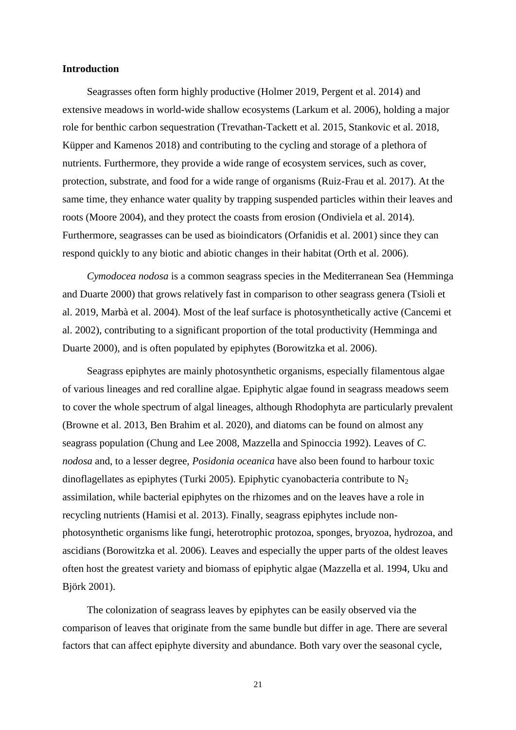## Introduction

Seagrasses often form highly productive (Holmer 2019, Pergent et al. 2014) and extensive meadows in world-wide shallow ecosystems (Larkum et al. 2006), holding a major role for benthic carbon sequestration (Trevathan-Tackett et al. 2015, Stankovic et al. 2018, Küpper and Kamenos 2018) and contributing to the cycling and storage of a plethora of nutrients. Furthermore, they provide a wide range of ecosystem services, such as cover, protection, substrate, and food for a wide range of organisms (Ruiz-Frau et al. 2017). At the same time, they enhance water quality by trapping suspended particles within their leaves and roots (Moore 2004), and they protect the coasts from erosion (Ondiviela et al. 2014). Furthermore, seagrasses can be used as bioindicators (Orfanidis et al. 2001) since they can respond quickly to any biotic and abiotic changes in their habitat (Orth et al. 2006).

*Cymodocea nodosa* is a common seagrass species in the Mediterranean Sea (Hemminga and Duarte 2000) that grows relatively fast in comparison to other seagrass genera (Tsioli et al. 2019, Marbà et al. 2004). Most of the leaf surface is photosynthetically active (Cancemi et al. 2002), contributing to a significant proportion of the total productivity (Hemminga and Duarte 2000), and is often populated by epiphytes (Borowitzka et al. 2006).

Seagrass epiphytes are mainly photosynthetic organisms, especially filamentous algae of various lineages and red coralline algae. Epiphytic algae found in seagrass meadows seem to cover the whole spectrum of algal lineages, although Rhodophyta are particularly prevalent (Browne et al. 2013, Ben Brahim et al. 2020), and diatoms can be found on almost any seagrass population (Chung and Lee 2008, Mazzella and Spinoccia 1992). Leaves of *C. nodosa* and, to a lesser degree, *Posidonia oceanica* have also been found to harbour toxic dinoflagellates as epiphytes (Turki 2005). Epiphytic cyanobacteria contribute to $N_2$ assimilation, while bacterial epiphytes on the rhizomes and on the leaves have a role in recycling nutrients (Hamisi et al. 2013). Finally, seagrass epiphytes include non-photosynthetic organisms like fungi, heterotrophic protozoa, sponges, bryozoa, hydrozoa, and ascidians (Borowitzka et al. 2006). Leaves and especially the upper parts of the oldest leaves often host the greatest variety and biomass of epiphytic algae (Mazzella et al. 1994, Uku and Björk 2001).

The colonization of seagrass leaves by epiphytes can be easily observed via the comparison of leaves that originate from the same bundle but differ in age. There are several factors that can affect epiphyte diversity and abundance. Both vary over the seasonal cycle,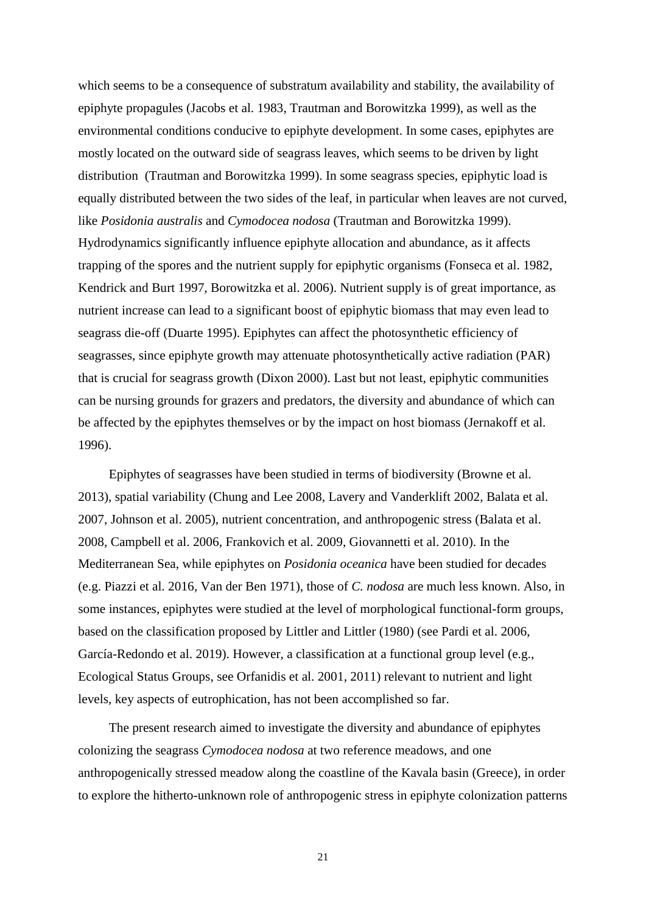which seems to be a consequence of substratum availability and stability, the availability of epiphyte propagules (Jacobs et al. 1983, Trautman and Borowitzka 1999), as well as the environmental conditions conducive to epiphyte development. In some cases, epiphytes are mostly located on the outward side of seagrass leaves, which seems to be driven by light distribution (Trautman and Borowitzka 1999). In some seagrass species, epiphytic load is equally distributed between the two sides of the leaf, in particular when leaves are not curved, like *Posidonia australis* and *Cymodocea nodosa* (Trautman and Borowitzka 1999). Hydrodynamics significantly influence epiphyte allocation and abundance, as it affects trapping of the spores and the nutrient supply for epiphytic organisms (Fonseca et al. 1982, Kendrick and Burt 1997, Borowitzka et al. 2006). Nutrient supply is of great importance, as nutrient increase can lead to a significant boost of epiphytic biomass that may even lead to seagrass die-off (Duarte 1995). Epiphytes can affect the photosynthetic efficiency of seagrasses, since epiphyte growth may attenuate photosynthetically active radiation (PAR) that is crucial for seagrass growth (Dixon 2000). Last but not least, epiphytic communities can be nursing grounds for grazers and predators, the diversity and abundance of which can be affected by the epiphytes themselves or by the impact on host biomass (Jernakoff et al. 1996).

Epiphytes of seagrasses have been studied in terms of biodiversity (Browne et al. 2013), spatial variability (Chung and Lee 2008, Lavery and Vanderklift 2002, Balata et al. 2007, Johnson et al. 2005), nutrient concentration, and anthropogenic stress (Balata et al. 2008, Campbell et al. 2006, Frankovich et al. 2009, Giovannetti et al. 2010). In the Mediterranean Sea, while epiphytes on *Posidonia oceanica* have been studied for decades (e.g. Piazzi et al. 2016, Van der Ben 1971), those of *C. nodosa* are much less known. Also, in some instances, epiphytes were studied at the level of morphological functional-form groups, based on the classification proposed by Littler and Littler (1980) (see Pardi et al. 2006, García-Redondo et al. 2019). However, a classification at a functional group level (e.g., Ecological Status Groups, see Orfanidis et al. 2001, 2011) relevant to nutrient and light levels, key aspects of eutrophication, has not been accomplished so far.

The present research aimed to investigate the diversity and abundance of epiphytes colonizing the seagrass *Cymodocea nodosa* at two reference meadows, and one anthropogenically stressed meadow along the coastline of the Kavala basin (Greece), in order to explore the hitherto-unknown role of anthropogenic stress in epiphyte colonization patterns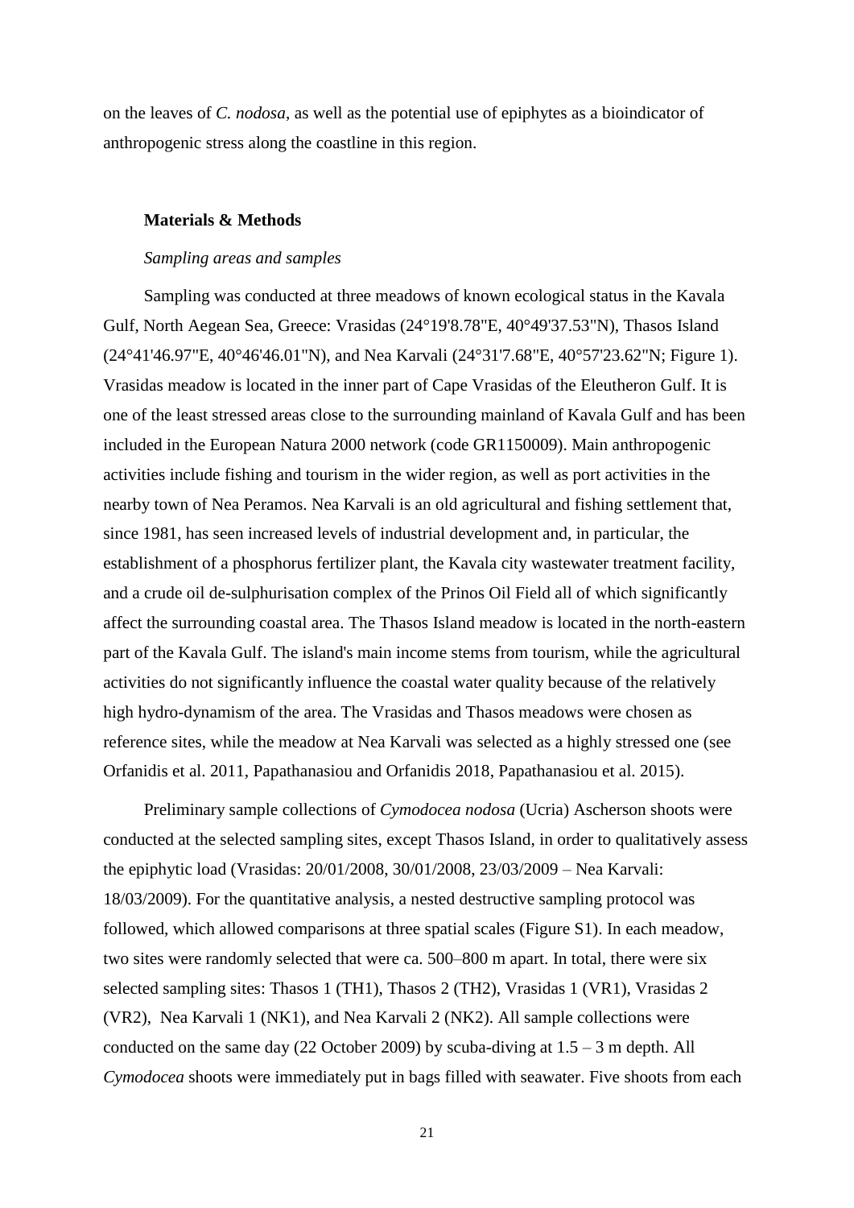on the leaves of *C. nodosa*, as well as the potential use of epiphytes as a bioindicator of anthropogenic stress along the coastline in this region.

## Materials & Methods

### *Sampling areas and samples*

Sampling was conducted at three meadows of known ecological status in the Kavala Gulf, North Aegean Sea, Greece: Vrasidas (24°19'8.78"E, 40°49'37.53"N), Thasos Island (24°41'46.97"E, 40°46'46.01"N), and Nea Karvali (24°31'7.68"E, 40°57'23.62"N; Figure 1). Vrasidas meadow is located in the inner part of Cape Vrasidas of the Eleutheron Gulf. It is one of the least stressed areas close to the surrounding mainland of Kavala Gulf and has been included in the European Natura 2000 network (code GR1150009). Main anthropogenic activities include fishing and tourism in the wider region, as well as port activities in the nearby town of Nea Peramos. Nea Karvali is an old agricultural and fishing settlement that, since 1981, has seen increased levels of industrial development and, in particular, the establishment of a phosphorus fertilizer plant, the Kavala city wastewater treatment facility, and a crude oil de-sulphurisation complex of the Prinos Oil Field all of which significantly affect the surrounding coastal area. The Thasos Island meadow is located in the north-eastern part of the Kavala Gulf. The island's main income stems from tourism, while the agricultural activities do not significantly influence the coastal water quality because of the relatively high hydro-dynamism of the area. The Vrasidas and Thasos meadows were chosen as reference sites, while the meadow at Nea Karvali was selected as a highly stressed one (see Orfanidis et al. 2011, Papathanasiou and Orfanidis 2018, Papathanasiou et al. 2015).

Preliminary sample collections of *Cymodocea nodosa* (Ucria) Ascherson shoots were conducted at the selected sampling sites, except Thasos Island, in order to qualitatively assess the epiphytic load (Vrasidas: 20/01/2008, 30/01/2008, 23/03/2009 – Nea Karvali: 18/03/2009). For the quantitative analysis, a nested destructive sampling protocol was followed, which allowed comparisons at three spatial scales (Figure S1). In each meadow, two sites were randomly selected that were ca. 500–800 m apart. In total, there were six selected sampling sites: Thasos 1 (TH1), Thasos 2 (TH2), Vrasidas 1 (VR1), Vrasidas 2 (VR2), Nea Karvali 1 (NK1), and Nea Karvali 2 (NK2). All sample collections were conducted on the same day (22 October 2009) by scuba-diving at 1.5 – 3 m depth. All *Cymodocea* shoots were immediately put in bags filled with seawater. Five shoots from each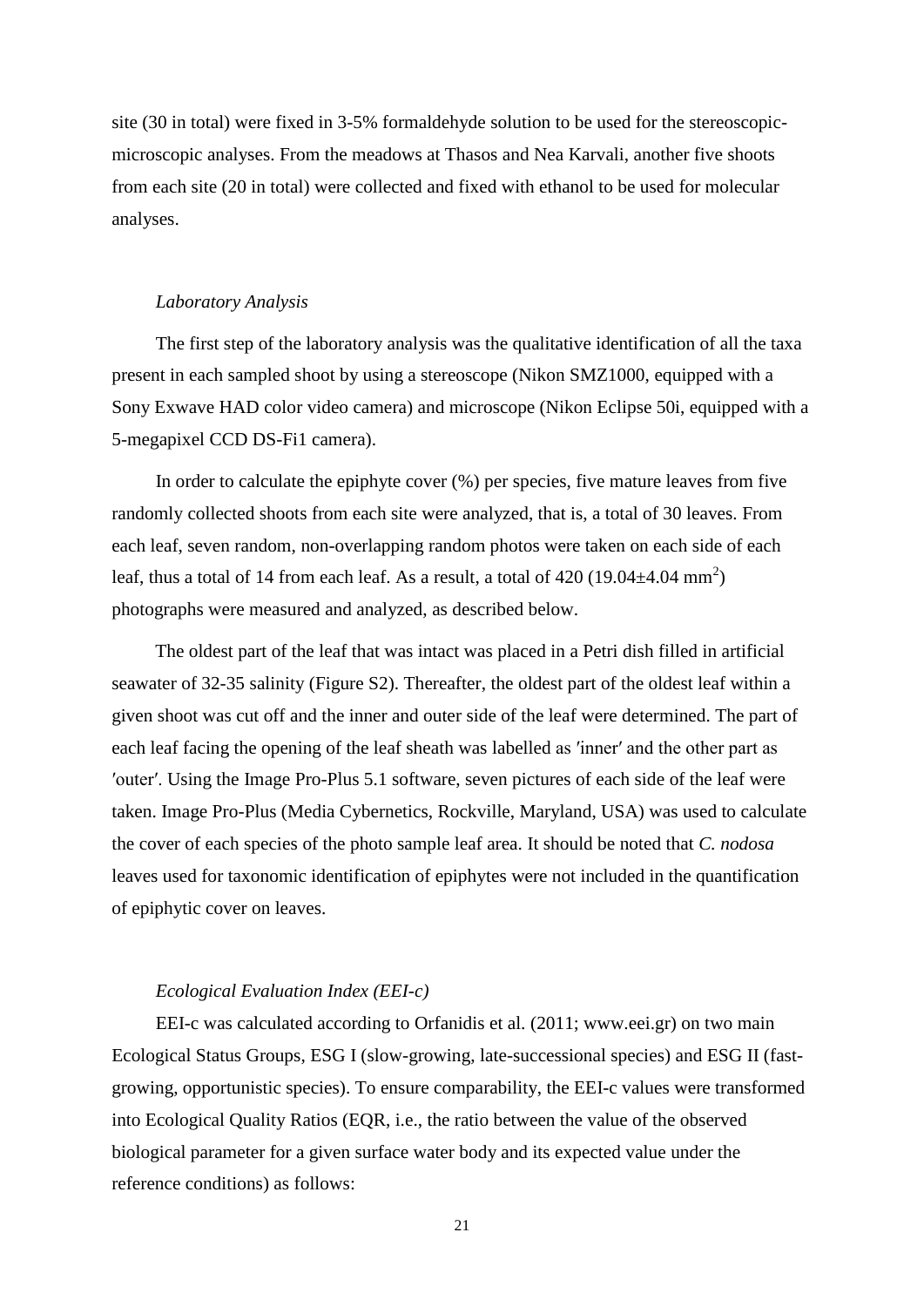site (30 in total) were fixed in 3-5% formaldehyde solution to be used for the stereoscopic-microscopic analyses. From the meadows at Thasos and Nea Karvali, another five shoots from each site (20 in total) were collected and fixed with ethanol to be used for molecular analyses.

### *Laboratory Analysis*

The first step of the laboratory analysis was the qualitative identification of all the taxa present in each sampled shoot by using a stereoscope (Nikon SMZ1000, equipped with a Sony Exwave HAD color video camera) and microscope (Nikon Eclipse 50i, equipped with a 5-megapixel CCD DS-Fi1 camera).

In order to calculate the epiphyte cover (%) per species, five mature leaves from five randomly collected shoots from each site were analyzed, that is, a total of 30 leaves. From each leaf, seven random, non-overlapping random photos were taken on each side of each leaf, thus a total of 14 from each leaf. As a result, a total of 420 ($19.04 \pm 4.04$ mm$^2$) photographs were measured and analyzed, as described below.

The oldest part of the leaf that was intact was placed in a Petri dish filled in artificial seawater of 32-35 salinity (Figure S2). Thereafter, the oldest part of the oldest leaf within a given shoot was cut off and the inner and outer side of the leaf were determined. The part of each leaf facing the opening of the leaf sheath was labelled as ′inner′ and the other part as ′outer′. Using the Image Pro-Plus 5.1 software, seven pictures of each side of the leaf were taken. Image Pro-Plus (Media Cybernetics, Rockville, Maryland, USA) was used to calculate the cover of each species of the photo sample leaf area. It should be noted that *C. nodosa* leaves used for taxonomic identification of epiphytes were not included in the quantification of epiphytic cover on leaves.

### *Ecological Evaluation Index (EEI-c)*

EEI-c was calculated according to Orfanidis et al. (2011; www.eei.gr) on two main Ecological Status Groups, ESG I (slow-growing, late-successional species) and ESG II (fast-growing, opportunistic species). To ensure comparability, the EEI-c values were transformed into Ecological Quality Ratios (EQR, i.e., the ratio between the value of the observed biological parameter for a given surface water body and its expected value under the reference conditions) as follows: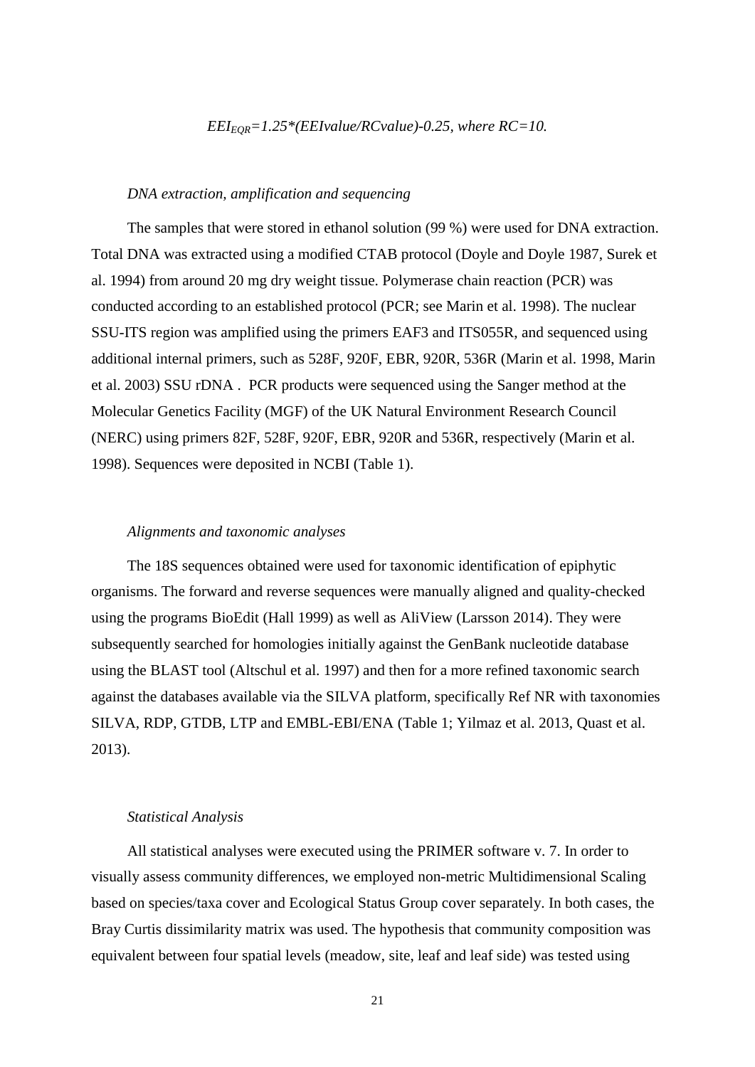$$EEI_{EQR}=1.25*(EEIvalue/RCvalue)-0.25, \text{ where } RC=10.$$

### *DNA extraction, amplification and sequencing*

The samples that were stored in ethanol solution (99 %) were used for DNA extraction. Total DNA was extracted using a modified CTAB protocol (Doyle and Doyle 1987, Surek et al. 1994) from around 20 mg dry weight tissue. Polymerase chain reaction (PCR) was conducted according to an established protocol (PCR; see Marin et al. 1998). The nuclear SSU-ITS region was amplified using the primers EAF3 and ITS055R, and sequenced using additional internal primers, such as 528F, 920F, EBR, 920R, 536R (Marin et al. 1998, Marin et al. 2003) SSU rDNA . PCR products were sequenced using the Sanger method at the Molecular Genetics Facility (MGF) of the UK Natural Environment Research Council (NERC) using primers 82F, 528F, 920F, EBR, 920R and 536R, respectively (Marin et al. 1998). Sequences were deposited in NCBI (Table 1).

### *Alignments and taxonomic analyses*

The 18S sequences obtained were used for taxonomic identification of epiphytic organisms. The forward and reverse sequences were manually aligned and quality-checked using the programs BioEdit (Hall 1999) as well as AliView (Larsson 2014). They were subsequently searched for homologies initially against the GenBank nucleotide database using the BLAST tool (Altschul et al. 1997) and then for a more refined taxonomic search against the databases available via the SILVA platform, specifically Ref NR with taxonomies SILVA, RDP, GTDB, LTP and EMBL-EBI/ENA (Table 1; Yilmaz et al. 2013, Quast et al. 2013).

### *Statistical Analysis*

All statistical analyses were executed using the PRIMER software v. 7. In order to visually assess community differences, we employed non-metric Multidimensional Scaling based on species/taxa cover and Ecological Status Group cover separately. In both cases, the Bray Curtis dissimilarity matrix was used. The hypothesis that community composition was equivalent between four spatial levels (meadow, site, leaf and leaf side) was tested using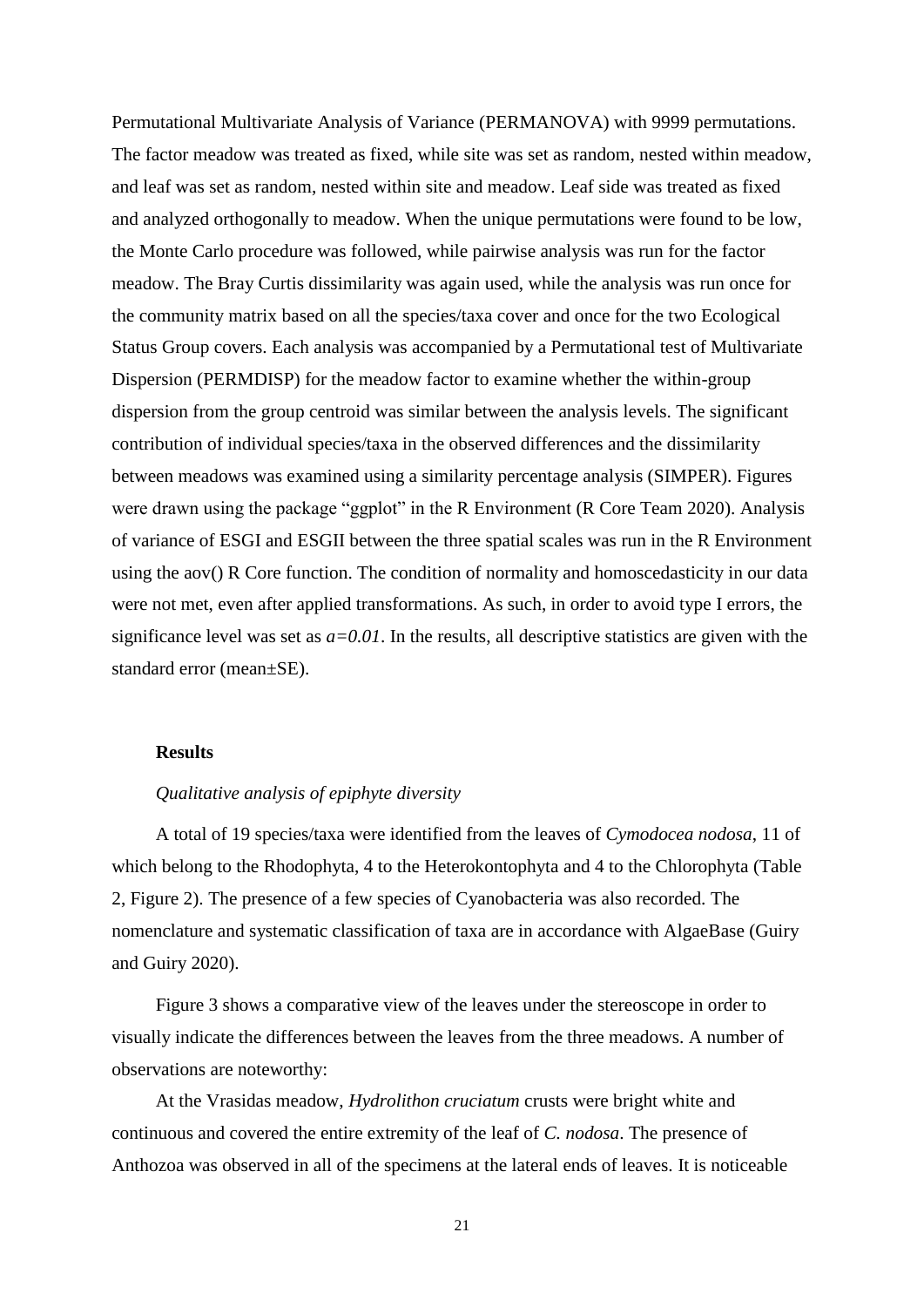Permutational Multivariate Analysis of Variance (PERMANOVA) with 9999 permutations. The factor meadow was treated as fixed, while site was set as random, nested within meadow, and leaf was set as random, nested within site and meadow. Leaf side was treated as fixed and analyzed orthogonally to meadow. When the unique permutations were found to be low, the Monte Carlo procedure was followed, while pairwise analysis was run for the factor meadow. The Bray Curtis dissimilarity was again used, while the analysis was run once for the community matrix based on all the species/taxa cover and once for the two Ecological Status Group covers. Each analysis was accompanied by a Permutational test of Multivariate Dispersion (PERMDISP) for the meadow factor to examine whether the within-group dispersion from the group centroid was similar between the analysis levels. The significant contribution of individual species/taxa in the observed differences and the dissimilarity between meadows was examined using a similarity percentage analysis (SIMPER). Figures were drawn using the package "ggplot" in the R Environment (R Core Team 2020). Analysis of variance of ESGI and ESGII between the three spatial scales was run in the R Environment using the aov() R Core function. The condition of normality and homoscedasticity in our data were not met, even after applied transformations. As such, in order to avoid type I errors, the significance level was set as $a=0.01$. In the results, all descriptive statistics are given with the standard error (mean±SE).

## Results

### *Qualitative analysis of epiphyte diversity*

A total of 19 species/taxa were identified from the leaves of *Cymodocea nodosa*, 11 of which belong to the Rhodophyta, 4 to the Heterokontophyta and 4 to the Chlorophyta (Table 2, Figure 2). The presence of a few species of Cyanobacteria was also recorded. The nomenclature and systematic classification of taxa are in accordance with AlgaeBase (Guiry and Guiry 2020).

Figure 3 shows a comparative view of the leaves under the stereoscope in order to visually indicate the differences between the leaves from the three meadows. A number of observations are noteworthy:

At the Vrasidas meadow, *Hydrolithon cruciatum* crusts were bright white and continuous and covered the entire extremity of the leaf of *C. nodosa*. The presence of Anthozoa was observed in all of the specimens at the lateral ends of leaves. It is noticeable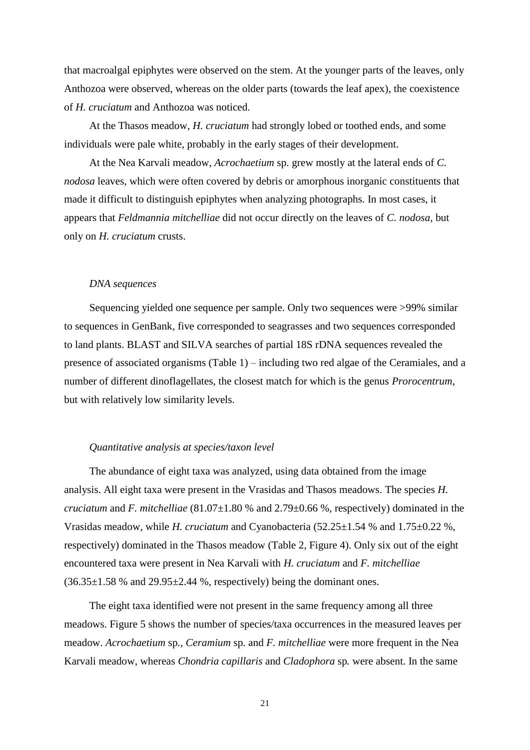that macroalgal epiphytes were observed on the stem. At the younger parts of the leaves, only Anthozoa were observed, whereas on the older parts (towards the leaf apex), the coexistence of *H. cruciatum* and Anthozoa was noticed.

At the Thasos meadow, *H. cruciatum* had strongly lobed or toothed ends, and some individuals were pale white, probably in the early stages of their development.

At the Nea Karvali meadow, *Acrochaetium* sp. grew mostly at the lateral ends of *C. nodosa* leaves, which were often covered by debris or amorphous inorganic constituents that made it difficult to distinguish epiphytes when analyzing photographs. In most cases, it appears that *Feldmannia mitchelliae* did not occur directly on the leaves of *C. nodosa*, but only on *H. cruciatum* crusts.

*DNA sequences*

Sequencing yielded one sequence per sample. Only two sequences were >99% similar to sequences in GenBank, five corresponded to seagrasses and two sequences corresponded to land plants. BLAST and SILVA searches of partial 18S rDNA sequences revealed the presence of associated organisms (Table 1) – including two red algae of the Ceramiales, and a number of different dinoflagellates, the closest match for which is the genus *Prorocentrum*, but with relatively low similarity levels.

*Quantitative analysis at species/taxon level*

The abundance of eight taxa was analyzed, using data obtained from the image analysis. All eight taxa were present in the Vrasidas and Thasos meadows. The species *H. cruciatum* and *F. mitchelliae* (81.07±1.80 % and 2.79±0.66 %, respectively) dominated in the Vrasidas meadow, while *H. cruciatum* and Cyanobacteria (52.25±1.54 % and 1.75±0.22 %, respectively) dominated in the Thasos meadow (Table 2, Figure 4). Only six out of the eight encountered taxa were present in Nea Karvali with *H. cruciatum* and *F. mitchelliae* (36.35±1.58 % and 29.95±2.44 %, respectively) being the dominant ones.

The eight taxa identified were not present in the same frequency among all three meadows. Figure 5 shows the number of species/taxa occurrences in the measured leaves per meadow. *Acrochaetium* sp., *Ceramium* sp. and *F. mitchelliae* were more frequent in the Nea Karvali meadow, whereas *Chondria capillaris* and *Cladophora* sp. were absent. In the same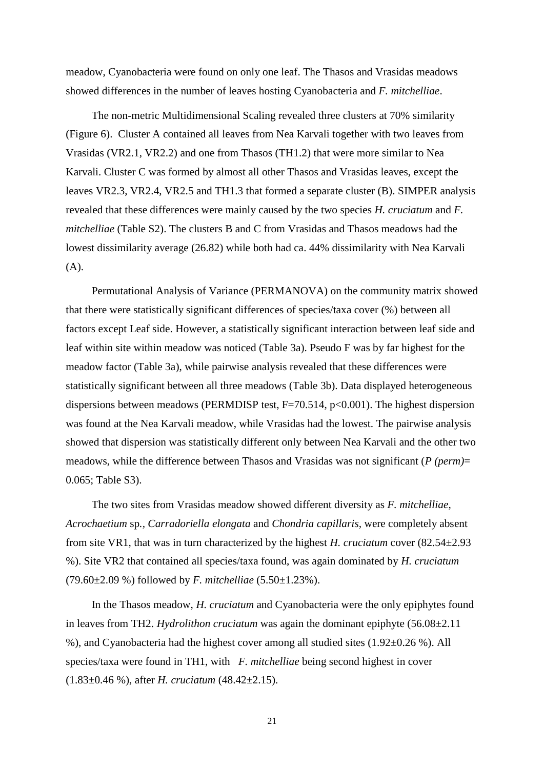meadow, Cyanobacteria were found on only one leaf. The Thasos and Vrasidas meadows showed differences in the number of leaves hosting Cyanobacteria and *F. mitchelliae*.

The non-metric Multidimensional Scaling revealed three clusters at 70% similarity (Figure 6). Cluster A contained all leaves from Nea Karvali together with two leaves from Vrasidas (VR2.1, VR2.2) and one from Thasos (TH1.2) that were more similar to Nea Karvali. Cluster C was formed by almost all other Thasos and Vrasidas leaves, except the leaves VR2.3, VR2.4, VR2.5 and TH1.3 that formed a separate cluster (B). SIMPER analysis revealed that these differences were mainly caused by the two species *H. cruciatum* and *F. mitchelliae* (Table S2). The clusters B and C from Vrasidas and Thasos meadows had the lowest dissimilarity average (26.82) while both had ca. 44% dissimilarity with Nea Karvali (A).

Permutational Analysis of Variance (PERMANOVA) on the community matrix showed that there were statistically significant differences of species/taxa cover (%) between all factors except Leaf side. However, a statistically significant interaction between leaf side and leaf within site within meadow was noticed (Table 3a). Pseudo F was by far highest for the meadow factor (Table 3a), while pairwise analysis revealed that these differences were statistically significant between all three meadows (Table 3b). Data displayed heterogeneous dispersions between meadows (PERMDISP test, $F=70.514$, $p<0.001$). The highest dispersion was found at the Nea Karvali meadow, while Vrasidas had the lowest. The pairwise analysis showed that dispersion was statistically different only between Nea Karvali and the other two meadows, while the difference between Thasos and Vrasidas was not significant (*P (perm)*= 0.065; Table S3).

The two sites from Vrasidas meadow showed different diversity as *F. mitchelliae, Acrochaetium* sp.*, Carradoriella elongata* and *Chondria capillaris,* were completely absent from site VR1, that was in turn characterized by the highest *H. cruciatum* cover (82.54±2.93 %). Site VR2 that contained all species/taxa found, was again dominated by *H. cruciatum* (79.60±2.09 %) followed by *F. mitchelliae* (5.50±1.23%).

In the Thasos meadow, *H. cruciatum* and Cyanobacteria were the only epiphytes found in leaves from TH2. *Hydrolithon cruciatum* was again the dominant epiphyte (56.08±2.11 %), and Cyanobacteria had the highest cover among all studied sites (1.92±0.26 %). All species/taxa were found in TH1, with *F. mitchelliae* being second highest in cover (1.83±0.46 %), after *H. cruciatum* (48.42±2.15).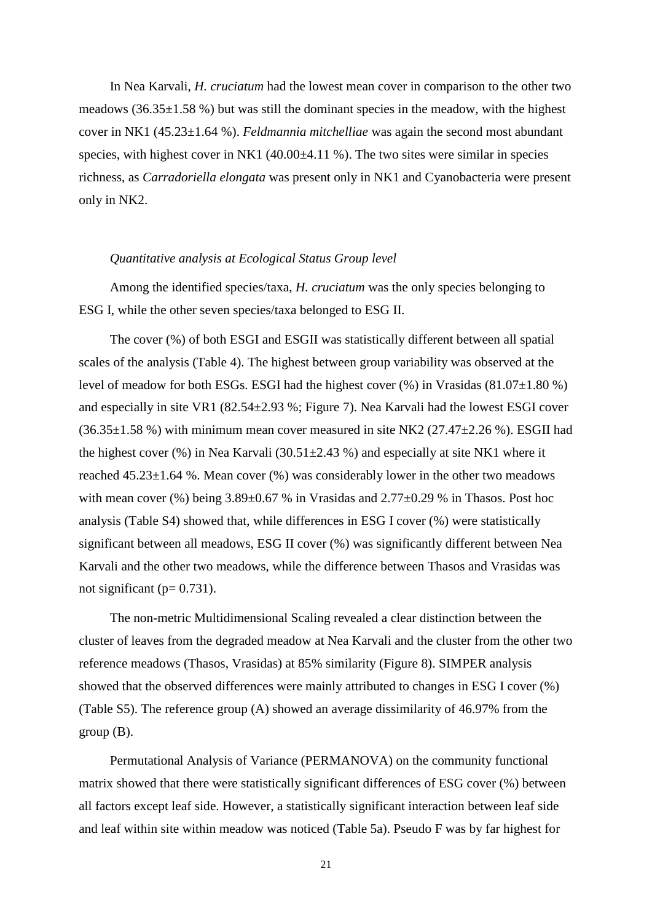In Nea Karvali, *H. cruciatum* had the lowest mean cover in comparison to the other two meadows (36.35±1.58 %) but was still the dominant species in the meadow, with the highest cover in NK1 (45.23±1.64 %). *Feldmannia mitchelliae* was again the second most abundant species, with highest cover in NK1 (40.00±4.11 %). The two sites were similar in species richness, as *Carradoriella elongata* was present only in NK1 and Cyanobacteria were present only in NK2.

*Quantitative analysis at Ecological Status Group level*

Among the identified species/taxa, *H. cruciatum* was the only species belonging to ESG I, while the other seven species/taxa belonged to ESG II.

The cover (%) of both ESGI and ESGII was statistically different between all spatial scales of the analysis (Table 4). The highest between group variability was observed at the level of meadow for both ESGs. ESGI had the highest cover (%) in Vrasidas (81.07±1.80 %) and especially in site VR1 (82.54±2.93 %; Figure 7). Nea Karvali had the lowest ESGI cover (36.35±1.58 %) with minimum mean cover measured in site NK2 (27.47±2.26 %). ESGII had the highest cover (%) in Nea Karvali (30.51±2.43 %) and especially at site NK1 where it reached 45.23±1.64 %. Mean cover (%) was considerably lower in the other two meadows with mean cover (%) being 3.89±0.67 % in Vrasidas and 2.77±0.29 % in Thasos. Post hoc analysis (Table S4) showed that, while differences in ESG I cover (%) were statistically significant between all meadows, ESG II cover (%) was significantly different between Nea Karvali and the other two meadows, while the difference between Thasos and Vrasidas was not significant ($p = 0.731$).

The non-metric Multidimensional Scaling revealed a clear distinction between the cluster of leaves from the degraded meadow at Nea Karvali and the cluster from the other two reference meadows (Thasos, Vrasidas) at 85% similarity (Figure 8). SIMPER analysis showed that the observed differences were mainly attributed to changes in ESG I cover (%) (Table S5). The reference group (A) showed an average dissimilarity of 46.97% from the group (B).

Permutational Analysis of Variance (PERMANOVA) on the community functional matrix showed that there were statistically significant differences of ESG cover (%) between all factors except leaf side. However, a statistically significant interaction between leaf side and leaf within site within meadow was noticed (Table 5a). Pseudo F was by far highest for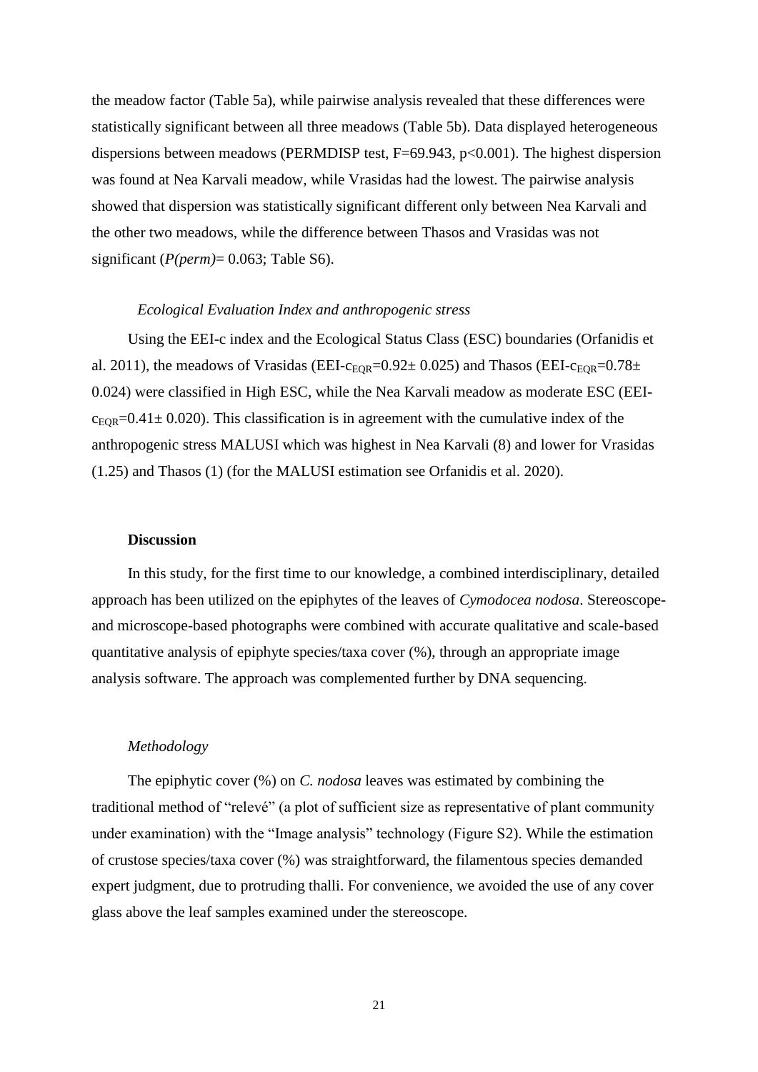the meadow factor (Table 5a), while pairwise analysis revealed that these differences were statistically significant between all three meadows (Table 5b). Data displayed heterogeneous dispersions between meadows (PERMDISP test, $F=69.943$, $p<0.001$). The highest dispersion was found at Nea Karvali meadow, while Vrasidas had the lowest. The pairwise analysis showed that dispersion was statistically significant different only between Nea Karvali and the other two meadows, while the difference between Thasos and Vrasidas was not significant (*P(perm)*= 0.063; Table S6).

### *Ecological Evaluation Index and anthropogenic stress*

Using the EEI-c index and the Ecological Status Class (ESC) boundaries (Orfanidis et al. 2011), the meadows of Vrasidas (EEI-$c_{EQR}$=0.92± 0.025) and Thasos (EEI-$c_{EQR}$=0.78± 0.024) were classified in High ESC, while the Nea Karvali meadow as moderate ESC (EEI-$c_{EQR}$=0.41± 0.020). This classification is in agreement with the cumulative index of the anthropogenic stress MALUSI which was highest in Nea Karvali (8) and lower for Vrasidas (1.25) and Thasos (1) (for the MALUSI estimation see Orfanidis et al. 2020).

## **Discussion**

In this study, for the first time to our knowledge, a combined interdisciplinary, detailed approach has been utilized on the epiphytes of the leaves of *Cymodocea nodosa*. Stereoscope- and microscope-based photographs were combined with accurate qualitative and scale-based quantitative analysis of epiphyte species/taxa cover (%), through an appropriate image analysis software. The approach was complemented further by DNA sequencing.

### *Methodology*

The epiphytic cover (%) on *C. nodosa* leaves was estimated by combining the traditional method of "relevé" (a plot of sufficient size as representative of plant community under examination) with the "Image analysis" technology (Figure S2). While the estimation of crustose species/taxa cover (%) was straightforward, the filamentous species demanded expert judgment, due to protruding thalli. For convenience, we avoided the use of any cover glass above the leaf samples examined under the stereoscope.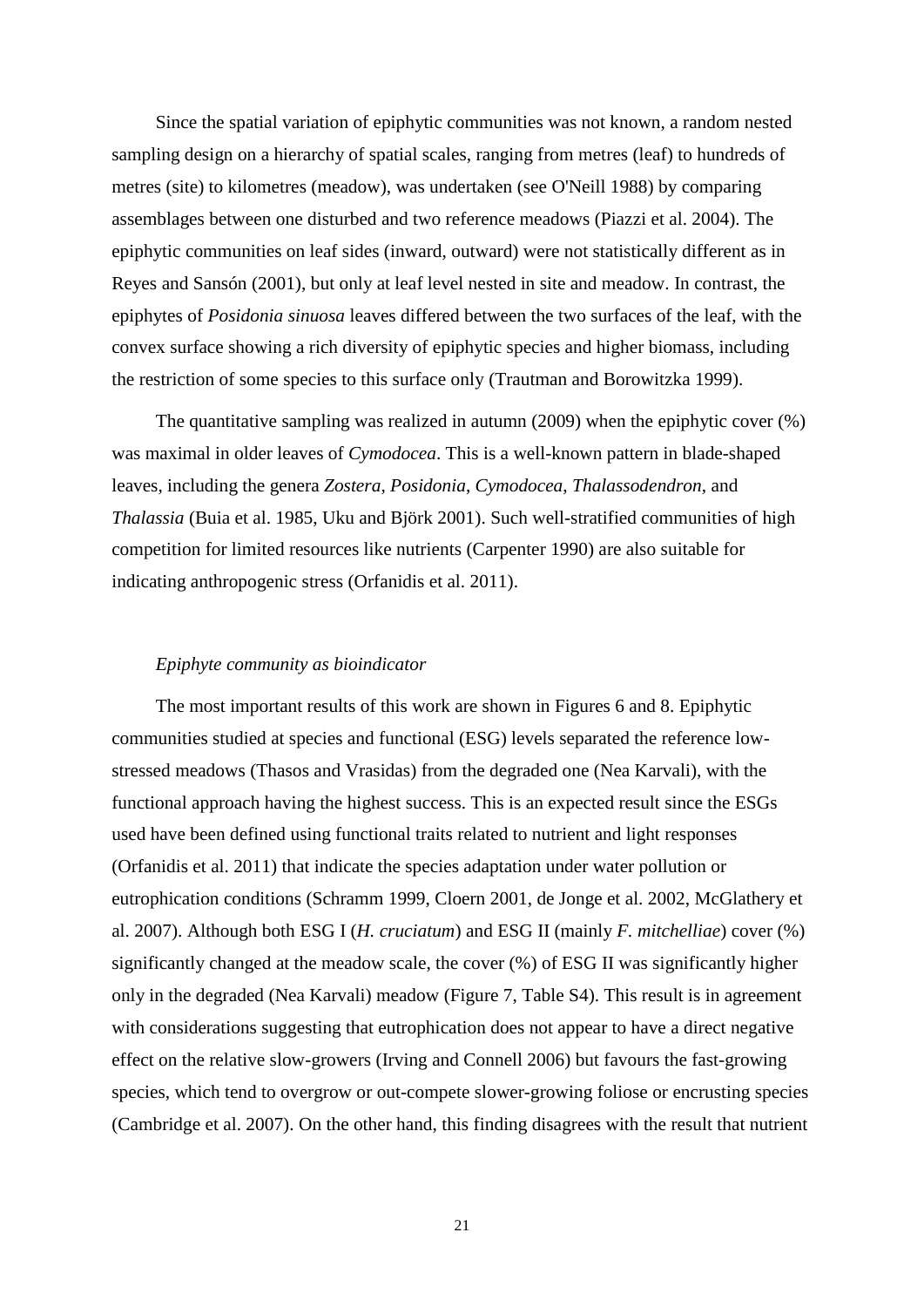Since the spatial variation of epiphytic communities was not known, a random nested sampling design on a hierarchy of spatial scales, ranging from metres (leaf) to hundreds of metres (site) to kilometres (meadow), was undertaken (see O'Neill 1988) by comparing assemblages between one disturbed and two reference meadows (Piazzi et al. 2004). The epiphytic communities on leaf sides (inward, outward) were not statistically different as in Reyes and Sansón (2001), but only at leaf level nested in site and meadow. In contrast, the epiphytes of *Posidonia sinuosa* leaves differed between the two surfaces of the leaf, with the convex surface showing a rich diversity of epiphytic species and higher biomass, including the restriction of some species to this surface only (Trautman and Borowitzka 1999).

The quantitative sampling was realized in autumn (2009) when the epiphytic cover (%) was maximal in older leaves of *Cymodocea*. This is a well-known pattern in blade-shaped leaves, including the genera *Zostera*, *Posidonia*, *Cymodocea*, *Thalassodendron*, and *Thalassia* (Buia et al. 1985, Uku and Björk 2001). Such well-stratified communities of high competition for limited resources like nutrients (Carpenter 1990) are also suitable for indicating anthropogenic stress (Orfanidis et al. 2011).

### *Epiphyte community as bioindicator*

The most important results of this work are shown in Figures 6 and 8. Epiphytic communities studied at species and functional (ESG) levels separated the reference low-stressed meadows (Thasos and Vrasidas) from the degraded one (Nea Karvali), with the functional approach having the highest success. This is an expected result since the ESGs used have been defined using functional traits related to nutrient and light responses (Orfanidis et al. 2011) that indicate the species adaptation under water pollution or eutrophication conditions (Schramm 1999, Cloern 2001, de Jonge et al. 2002, McGlathery et al. 2007). Although both ESG I (*H. cruciatum*) and ESG II (mainly *F. mitchelliae*) cover (%) significantly changed at the meadow scale, the cover (%) of ESG II was significantly higher only in the degraded (Nea Karvali) meadow (Figure 7, Table S4). This result is in agreement with considerations suggesting that eutrophication does not appear to have a direct negative effect on the relative slow-growers (Irving and Connell 2006) but favours the fast-growing species, which tend to overgrow or out-compete slower-growing foliose or encrusting species (Cambridge et al. 2007). On the other hand, this finding disagrees with the result that nutrient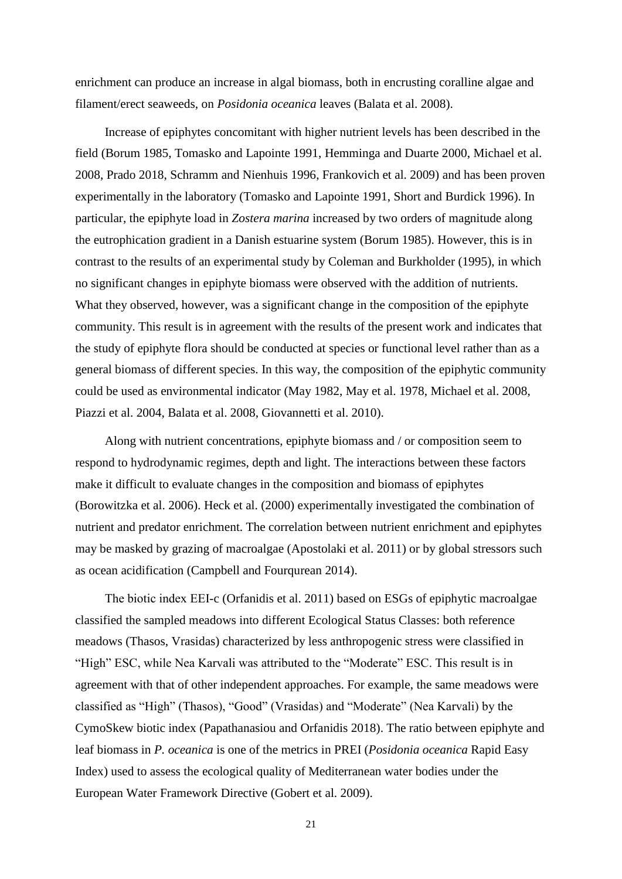enrichment can produce an increase in algal biomass, both in encrusting coralline algae and filament/erect seaweeds, on *Posidonia oceanica* leaves (Balata et al. 2008).

Increase of epiphytes concomitant with higher nutrient levels has been described in the field (Borum 1985, Tomasko and Lapointe 1991, Hemminga and Duarte 2000, Michael et al. 2008, Prado 2018, Schramm and Nienhuis 1996, Frankovich et al. 2009) and has been proven experimentally in the laboratory (Tomasko and Lapointe 1991, Short and Burdick 1996). In particular, the epiphyte load in *Zostera marina* increased by two orders of magnitude along the eutrophication gradient in a Danish estuarine system (Borum 1985). However, this is in contrast to the results of an experimental study by Coleman and Burkholder (1995), in which no significant changes in epiphyte biomass were observed with the addition of nutrients. What they observed, however, was a significant change in the composition of the epiphyte community. This result is in agreement with the results of the present work and indicates that the study of epiphyte flora should be conducted at species or functional level rather than as a general biomass of different species. In this way, the composition of the epiphytic community could be used as environmental indicator (May 1982, May et al. 1978, Michael et al. 2008, Piazzi et al. 2004, Balata et al. 2008, Giovannetti et al. 2010).

Along with nutrient concentrations, epiphyte biomass and / or composition seem to respond to hydrodynamic regimes, depth and light. The interactions between these factors make it difficult to evaluate changes in the composition and biomass of epiphytes (Borowitzka et al. 2006). Heck et al. (2000) experimentally investigated the combination of nutrient and predator enrichment. The correlation between nutrient enrichment and epiphytes may be masked by grazing of macroalgae (Apostolaki et al. 2011) or by global stressors such as ocean acidification (Campbell and Fourqurean 2014).

The biotic index EEI-c (Orfanidis et al. 2011) based on ESGs of epiphytic macroalgae classified the sampled meadows into different Ecological Status Classes: both reference meadows (Thasos, Vrasidas) characterized by less anthropogenic stress were classified in "High" ESC, while Nea Karvali was attributed to the "Moderate" ESC. This result is in agreement with that of other independent approaches. For example, the same meadows were classified as "High" (Thasos), "Good" (Vrasidas) and "Moderate" (Nea Karvali) by the CymoSkew biotic index (Papathanasiou and Orfanidis 2018). The ratio between epiphyte and leaf biomass in *P. oceanica* is one of the metrics in PREI (*Posidonia oceanica* Rapid Easy Index) used to assess the ecological quality of Mediterranean water bodies under the European Water Framework Directive (Gobert et al. 2009).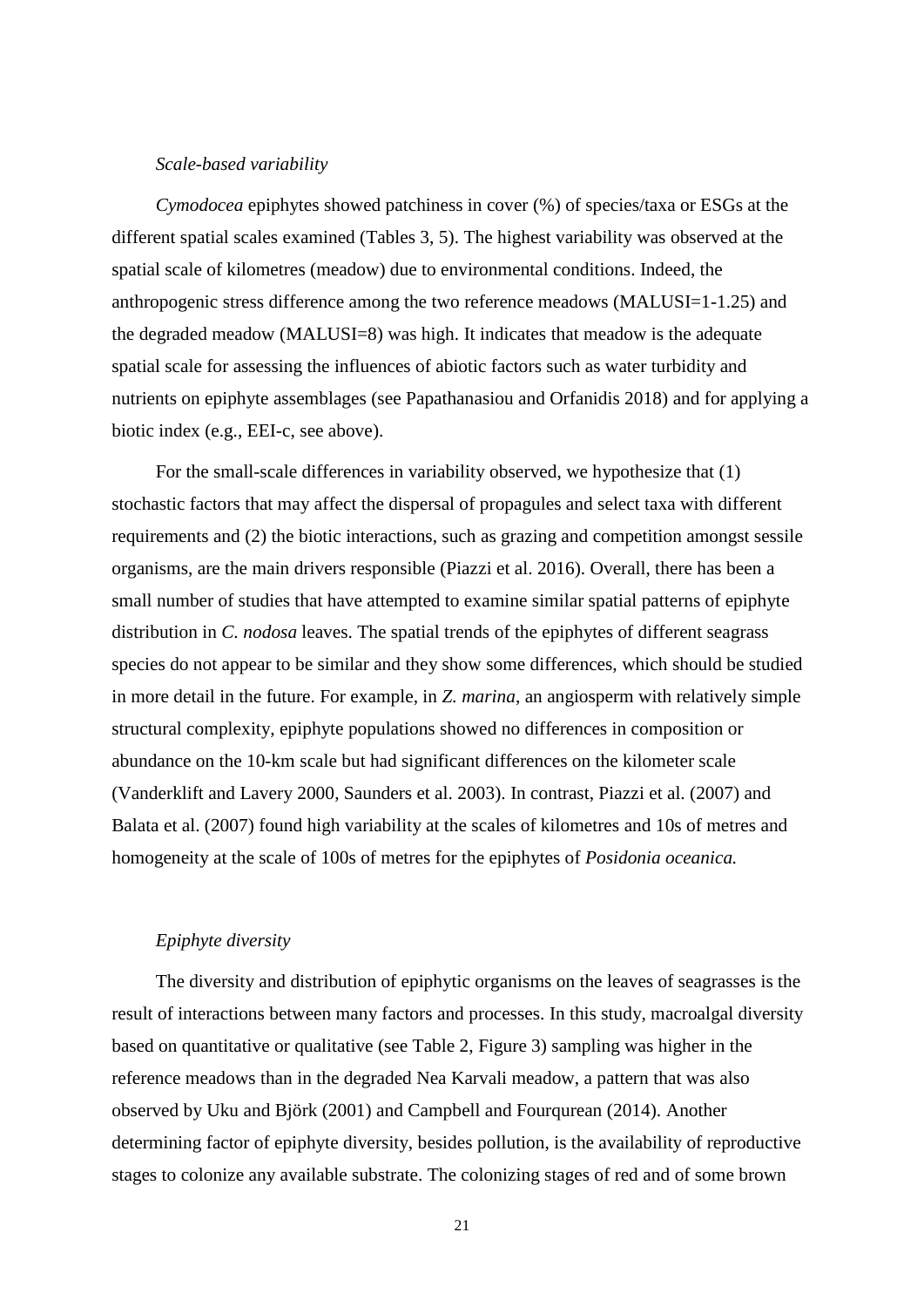*Scale-based variability*

*Cymodocea* epiphytes showed patchiness in cover (%) of species/taxa or ESGs at the different spatial scales examined (Tables 3, 5). The highest variability was observed at the spatial scale of kilometres (meadow) due to environmental conditions. Indeed, the anthropogenic stress difference among the two reference meadows (MALUSI=1-1.25) and the degraded meadow (MALUSI=8) was high. It indicates that meadow is the adequate spatial scale for assessing the influences of abiotic factors such as water turbidity and nutrients on epiphyte assemblages (see Papathanasiou and Orfanidis 2018) and for applying a biotic index (e.g., EEI-c, see above).

For the small-scale differences in variability observed, we hypothesize that (1) stochastic factors that may affect the dispersal of propagules and select taxa with different requirements and (2) the biotic interactions, such as grazing and competition amongst sessile organisms, are the main drivers responsible (Piazzi et al. 2016). Overall, there has been a small number of studies that have attempted to examine similar spatial patterns of epiphyte distribution in *C. nodosa* leaves. The spatial trends of the epiphytes of different seagrass species do not appear to be similar and they show some differences, which should be studied in more detail in the future. For example, in *Z. marina*, an angiosperm with relatively simple structural complexity, epiphyte populations showed no differences in composition or abundance on the 10-km scale but had significant differences on the kilometer scale (Vanderklift and Lavery 2000, Saunders et al. 2003). In contrast, Piazzi et al. (2007) and Balata et al. (2007) found high variability at the scales of kilometres and 10s of metres and homogeneity at the scale of 100s of metres for the epiphytes of *Posidonia oceanica.*

*Epiphyte diversity*

The diversity and distribution of epiphytic organisms on the leaves of seagrasses is the result of interactions between many factors and processes. In this study, macroalgal diversity based on quantitative or qualitative (see Table 2, Figure 3) sampling was higher in the reference meadows than in the degraded Nea Karvali meadow, a pattern that was also observed by Uku and Björk (2001) and Campbell and Fourqurean (2014). Another determining factor of epiphyte diversity, besides pollution, is the availability of reproductive stages to colonize any available substrate. The colonizing stages of red and of some brown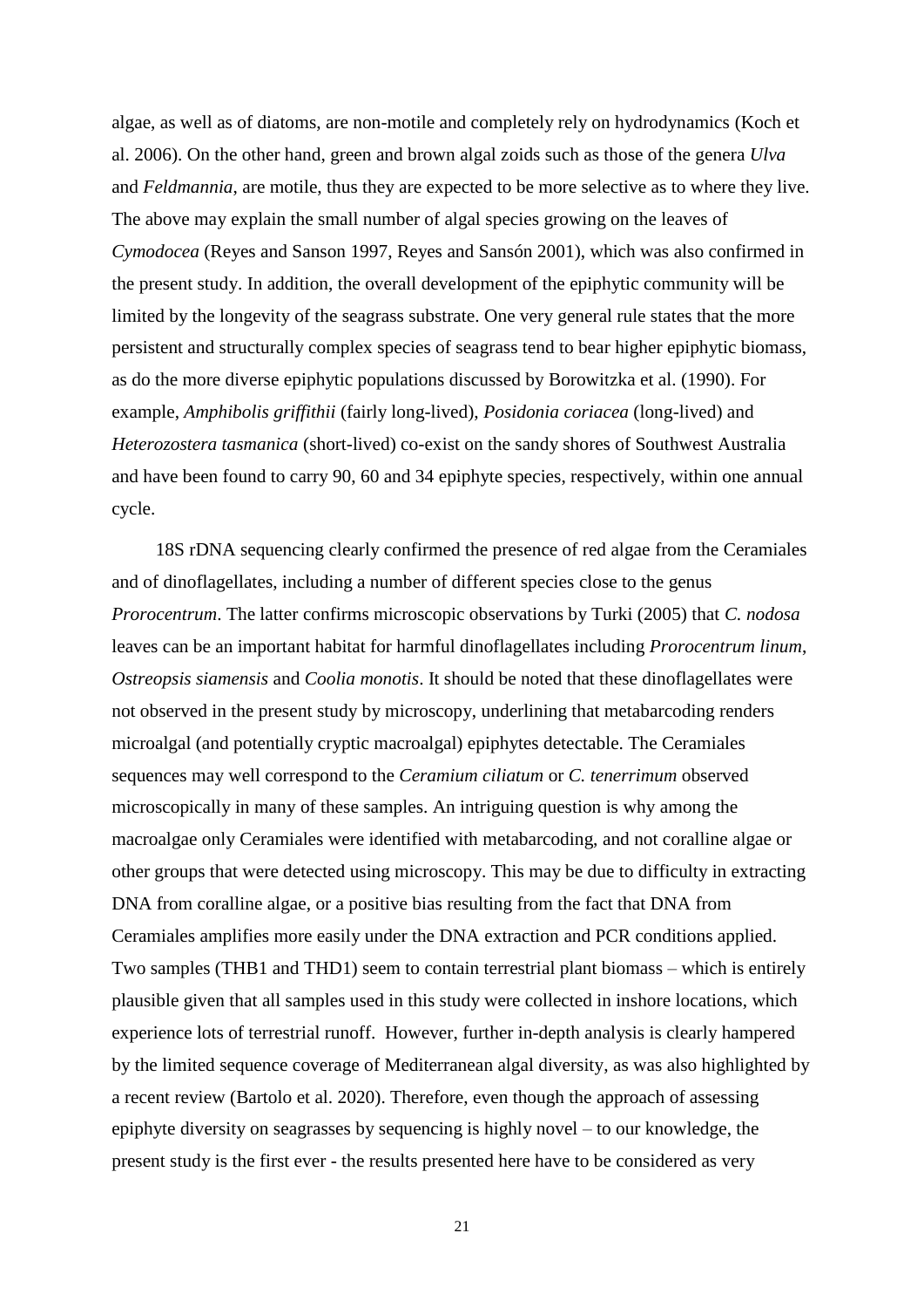algae, as well as of diatoms, are non-motile and completely rely on hydrodynamics (Koch et al. 2006). On the other hand, green and brown algal zoids such as those of the genera *Ulva* and *Feldmannia*, are motile, thus they are expected to be more selective as to where they live. The above may explain the small number of algal species growing on the leaves of *Cymodocea* (Reyes and Sanson 1997, Reyes and Sansón 2001), which was also confirmed in the present study. In addition, the overall development of the epiphytic community will be limited by the longevity of the seagrass substrate. One very general rule states that the more persistent and structurally complex species of seagrass tend to bear higher epiphytic biomass, as do the more diverse epiphytic populations discussed by Borowitzka et al. (1990). For example, *Amphibolis griffithii* (fairly long-lived), *Posidonia coriacea* (long-lived) and *Heterozostera tasmanica* (short-lived) co-exist on the sandy shores of Southwest Australia and have been found to carry 90, 60 and 34 epiphyte species, respectively, within one annual cycle.

18S rDNA sequencing clearly confirmed the presence of red algae from the Ceramiales and of dinoflagellates, including a number of different species close to the genus *Prorocentrum*. The latter confirms microscopic observations by Turki (2005) that *C. nodosa* leaves can be an important habitat for harmful dinoflagellates including *Prorocentrum linum*, *Ostreopsis siamensis* and *Coolia monotis*. It should be noted that these dinoflagellates were not observed in the present study by microscopy, underlining that metabarcoding renders microalgal (and potentially cryptic macroalgal) epiphytes detectable. The Ceramiales sequences may well correspond to the *Ceramium ciliatum* or *C. tenerrimum* observed microscopically in many of these samples. An intriguing question is why among the macroalgae only Ceramiales were identified with metabarcoding, and not coralline algae or other groups that were detected using microscopy. This may be due to difficulty in extracting DNA from coralline algae, or a positive bias resulting from the fact that DNA from Ceramiales amplifies more easily under the DNA extraction and PCR conditions applied. Two samples (THB1 and THD1) seem to contain terrestrial plant biomass – which is entirely plausible given that all samples used in this study were collected in inshore locations, which experience lots of terrestrial runoff. However, further in-depth analysis is clearly hampered by the limited sequence coverage of Mediterranean algal diversity, as was also highlighted by a recent review (Bartolo et al. 2020). Therefore, even though the approach of assessing epiphyte diversity on seagrasses by sequencing is highly novel – to our knowledge, the present study is the first ever - the results presented here have to be considered as very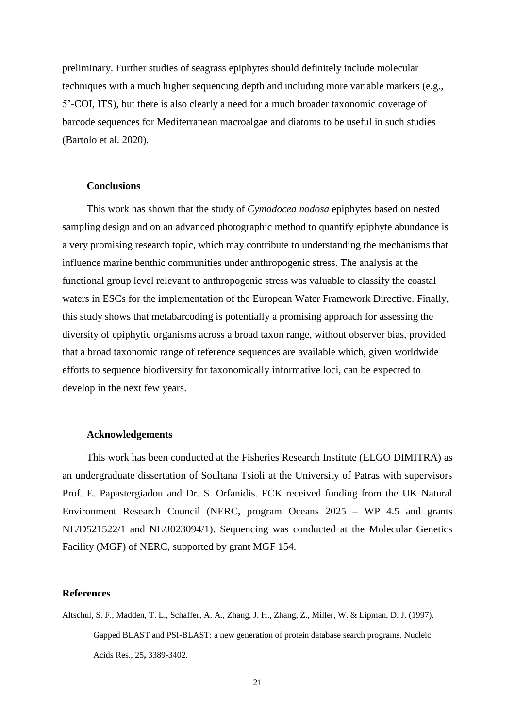preliminary. Further studies of seagrass epiphytes should definitely include molecular techniques with a much higher sequencing depth and including more variable markers (e.g., 5'-COI, ITS), but there is also clearly a need for a much broader taxonomic coverage of barcode sequences for Mediterranean macroalgae and diatoms to be useful in such studies (Bartolo et al. 2020).

## Conclusions

This work has shown that the study of *Cymodocea nodosa* epiphytes based on nested sampling design and on an advanced photographic method to quantify epiphyte abundance is a very promising research topic, which may contribute to understanding the mechanisms that influence marine benthic communities under anthropogenic stress. The analysis at the functional group level relevant to anthropogenic stress was valuable to classify the coastal waters in ESCs for the implementation of the European Water Framework Directive. Finally, this study shows that metabarcoding is potentially a promising approach for assessing the diversity of epiphytic organisms across a broad taxon range, without observer bias, provided that a broad taxonomic range of reference sequences are available which, given worldwide efforts to sequence biodiversity for taxonomically informative loci, can be expected to develop in the next few years.

## Acknowledgements

This work has been conducted at the Fisheries Research Institute (ELGO DIMITRA) as an undergraduate dissertation of Soultana Tsioli at the University of Patras with supervisors Prof. E. Papastergiadou and Dr. S. Orfanidis. FCK received funding from the UK Natural Environment Research Council (NERC, program Oceans 2025 – WP 4.5 and grants NE/D521522/1 and NE/J023094/1). Sequencing was conducted at the Molecular Genetics Facility (MGF) of NERC, supported by grant MGF 154.

## References

Altschul, S. F., Madden, T. L., Schaffer, A. A., Zhang, J. H., Zhang, Z., Miller, W. & Lipman, D. J. (1997). Gapped BLAST and PSI-BLAST: a new generation of protein database search programs. Nucleic Acids Res., 25**,** 3389-3402.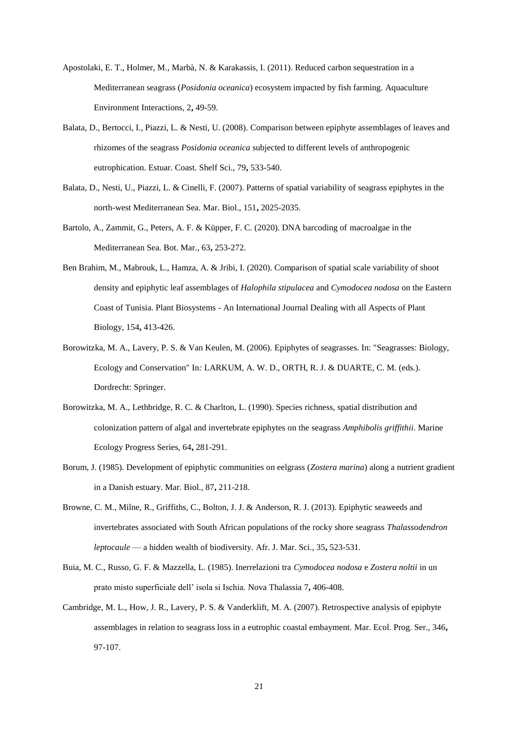Apostolaki, E. T., Holmer, M., Marbà, N. & Karakassis, I. (2011). Reduced carbon sequestration in a Mediterranean seagrass (*Posidonia oceanica*) ecosystem impacted by fish farming. Aquaculture Environment Interactions, 2**,** 49-59.

Balata, D., Bertocci, I., Piazzi, L. & Nesti, U. (2008). Comparison between epiphyte assemblages of leaves and rhizomes of the seagrass *Posidonia oceanica* subjected to different levels of anthropogenic eutrophication. Estuar. Coast. Shelf Sci., 79**,** 533-540.

Balata, D., Nesti, U., Piazzi, L. & Cinelli, F. (2007). Patterns of spatial variability of seagrass epiphytes in the north-west Mediterranean Sea. Mar. Biol., 151**,** 2025-2035.

Bartolo, A., Zammit, G., Peters, A. F. & Küpper, F. C. (2020). DNA barcoding of macroalgae in the Mediterranean Sea. Bot. Mar., 63**,** 253-272.

Ben Brahim, M., Mabrouk, L., Hamza, A. & Jribi, I. (2020). Comparison of spatial scale variability of shoot density and epiphytic leaf assemblages of *Halophila stipulacea* and *Cymodocea nodosa* on the Eastern Coast of Tunisia. Plant Biosystems - An International Journal Dealing with all Aspects of Plant Biology, 154**,** 413-426.

Borowitzka, M. A., Lavery, P. S. & Van Keulen, M. (2006). Epiphytes of seagrasses. In: "Seagrasses: Biology, Ecology and Conservation" In*:* LARKUM, A. W. D., ORTH, R. J. & DUARTE, C. M. (eds.). Dordrecht: Springer.

Borowitzka, M. A., Lethbridge, R. C. & Charlton, L. (1990). Species richness, spatial distribution and colonization pattern of algal and invertebrate epiphytes on the seagrass *Amphibolis griffithii*. Marine Ecology Progress Series, 64**,** 281-291.

Borum, J. (1985). Development of epiphytic communities on eelgrass (*Zostera marina*) along a nutrient gradient in a Danish estuary. Mar. Biol., 87**,** 211-218.

Browne, C. M., Milne, R., Griffiths, C., Bolton, J. J. & Anderson, R. J. (2013). Epiphytic seaweeds and invertebrates associated with South African populations of the rocky shore seagrass *Thalassodendron leptocaule* — a hidden wealth of biodiversity. Afr. J. Mar. Sci., 35**,** 523-531.

Buia, M. C., Russo, G. F. & Mazzella, L. (1985). Inerrelazioni tra *Cymodocea nodosa* e *Zostera noltii* in un prato misto superficiale dell' isola si Ischia. Nova Thalassia 7**,** 406-408.

Cambridge, M. L., How, J. R., Lavery, P. S. & Vanderklift, M. A. (2007). Retrospective analysis of epiphyte assemblages in relation to seagrass loss in a eutrophic coastal embayment. Mar. Ecol. Prog. Ser., 346**,** 97-107.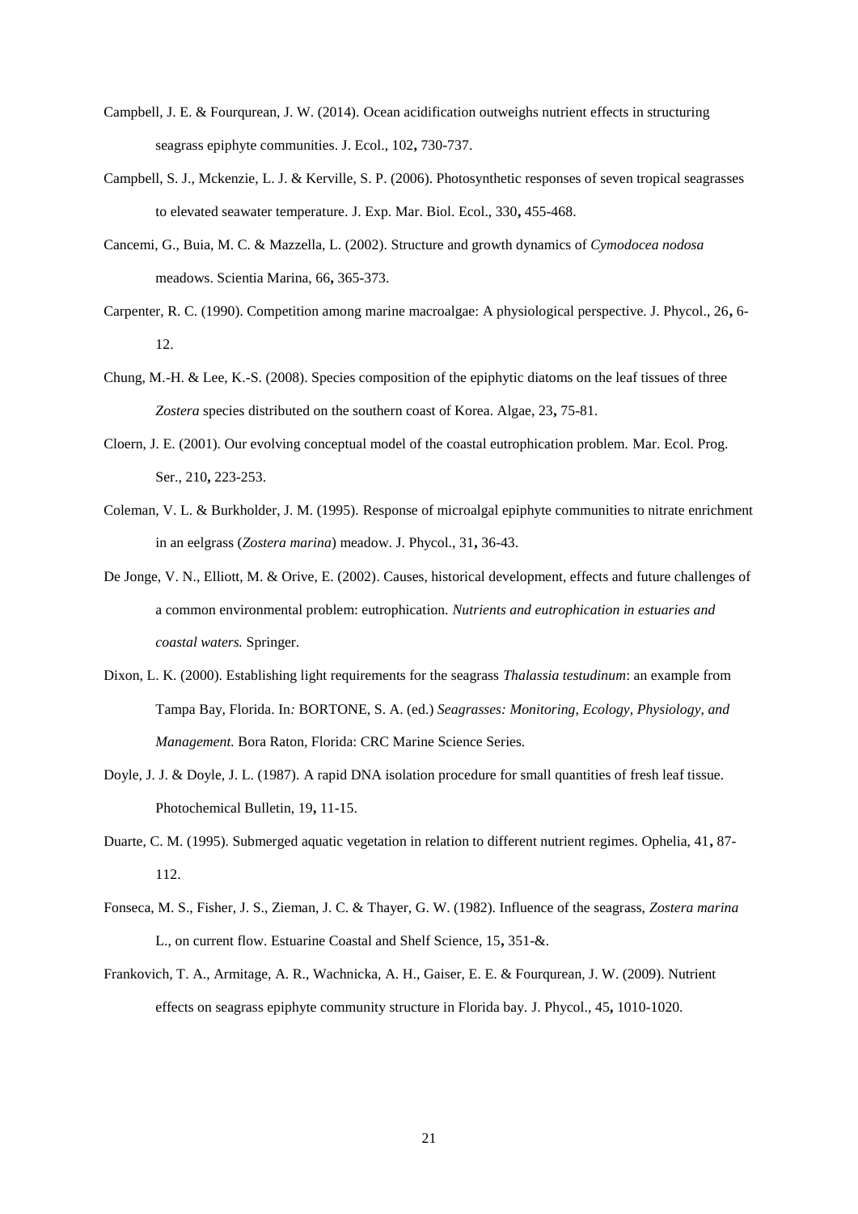Campbell, J. E. & Fourqurean, J. W. (2014). Ocean acidification outweighs nutrient effects in structuring seagrass epiphyte communities. J. Ecol., 102**,** 730-737.

Campbell, S. J., Mckenzie, L. J. & Kerville, S. P. (2006). Photosynthetic responses of seven tropical seagrasses to elevated seawater temperature. J. Exp. Mar. Biol. Ecol., 330**,** 455-468.

Cancemi, G., Buia, M. C. & Mazzella, L. (2002). Structure and growth dynamics of *Cymodocea nodosa* meadows. Scientia Marina, 66**,** 365-373.

Carpenter, R. C. (1990). Competition among marine macroalgae: A physiological perspective. J. Phycol., 26**,** 6-12.

Chung, M.-H. & Lee, K.-S. (2008). Species composition of the epiphytic diatoms on the leaf tissues of three *Zostera* species distributed on the southern coast of Korea. Algae, 23**,** 75-81.

Cloern, J. E. (2001). Our evolving conceptual model of the coastal eutrophication problem. Mar. Ecol. Prog. Ser., 210**,** 223-253.

Coleman, V. L. & Burkholder, J. M. (1995). Response of microalgal epiphyte communities to nitrate enrichment in an eelgrass (*Zostera marina*) meadow. J. Phycol., 31**,** 36-43.

De Jonge, V. N., Elliott, M. & Orive, E. (2002). Causes, historical development, effects and future challenges of a common environmental problem: eutrophication. *Nutrients and eutrophication in estuaries and coastal waters.* Springer.

Dixon, L. K. (2000). Establishing light requirements for the seagrass *Thalassia testudinum*: an example from Tampa Bay, Florida. In*:* BORTONE, S. A. (ed.) *Seagrasses: Monitoring, Ecology, Physiology, and Management.* Bora Raton, Florida: CRC Marine Science Series.

Doyle, J. J. & Doyle, J. L. (1987). A rapid DNA isolation procedure for small quantities of fresh leaf tissue. Photochemical Bulletin, 19**,** 11-15.

Duarte, C. M. (1995). Submerged aquatic vegetation in relation to different nutrient regimes. Ophelia, 41**,** 87-112.

Fonseca, M. S., Fisher, J. S., Zieman, J. C. & Thayer, G. W. (1982). Influence of the seagrass, *Zostera marina* L., on current flow. Estuarine Coastal and Shelf Science, 15**,** 351-&.

Frankovich, T. A., Armitage, A. R., Wachnicka, A. H., Gaiser, E. E. & Fourqurean, J. W. (2009). Nutrient effects on seagrass epiphyte community structure in Florida bay. J. Phycol., 45**,** 1010-1020.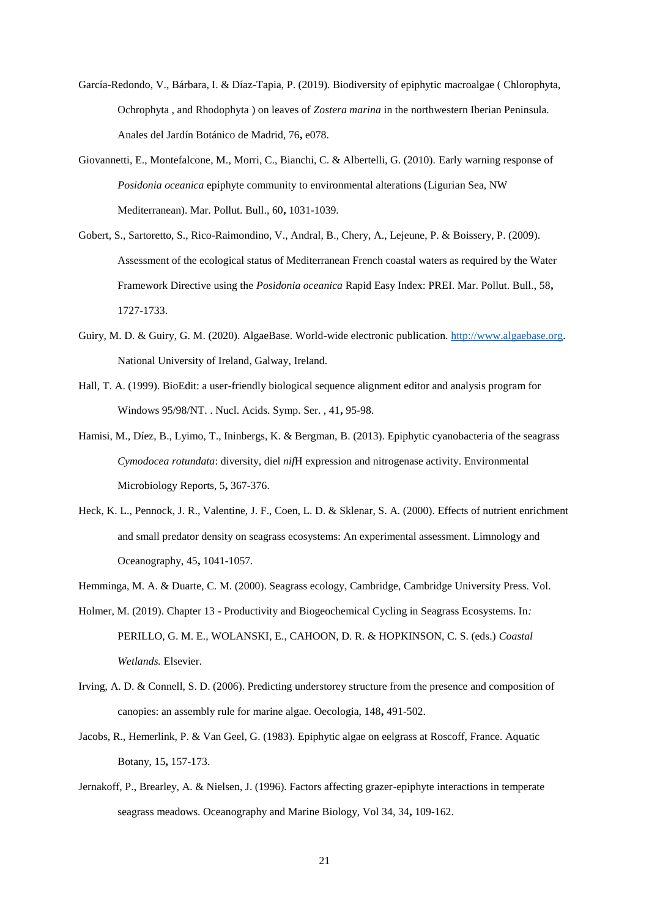García-Redondo, V., Bárbara, I. & Díaz-Tapia, P. (2019). Biodiversity of epiphytic macroalgae ( Chlorophyta, Ochrophyta , and Rhodophyta ) on leaves of *Zostera marina* in the northwestern Iberian Peninsula. Anales del Jardín Botánico de Madrid, 76**,** e078.

Giovannetti, E., Montefalcone, M., Morri, C., Bianchi, C. & Albertelli, G. (2010). Early warning response of *Posidonia oceanica* epiphyte community to environmental alterations (Ligurian Sea, NW Mediterranean). Mar. Pollut. Bull., 60**,** 1031-1039.

Gobert, S., Sartoretto, S., Rico-Raimondino, V., Andral, B., Chery, A., Lejeune, P. & Boissery, P. (2009). Assessment of the ecological status of Mediterranean French coastal waters as required by the Water Framework Directive using the *Posidonia oceanica* Rapid Easy Index: PREI. Mar. Pollut. Bull., 58**,** 1727-1733.

Guiry, M. D. & Guiry, G. M. (2020). AlgaeBase. World-wide electronic publication. http://www.algaebase.org. National University of Ireland, Galway, Ireland.

Hall, T. A. (1999). BioEdit: a user-friendly biological sequence alignment editor and analysis program for Windows 95/98/NT. . Nucl. Acids. Symp. Ser. , 41**,** 95-98.

Hamisi, M., Díez, B., Lyimo, T., Ininbergs, K. & Bergman, B. (2013). Epiphytic cyanobacteria of the seagrass *Cymodocea rotundata*: diversity, diel *nif*H expression and nitrogenase activity. Environmental Microbiology Reports, 5**,** 367-376.

Heck, K. L., Pennock, J. R., Valentine, J. F., Coen, L. D. & Sklenar, S. A. (2000). Effects of nutrient enrichment and small predator density on seagrass ecosystems: An experimental assessment. Limnology and Oceanography, 45**,** 1041-1057.

Hemminga, M. A. & Duarte, C. M. (2000). Seagrass ecology, Cambridge, Cambridge University Press. Vol.

Holmer, M. (2019). Chapter 13 - Productivity and Biogeochemical Cycling in Seagrass Ecosystems. In*:* PERILLO, G. M. E., WOLANSKI, E., CAHOON, D. R. & HOPKINSON, C. S. (eds.) *Coastal Wetlands.* Elsevier.

Irving, A. D. & Connell, S. D. (2006). Predicting understorey structure from the presence and composition of canopies: an assembly rule for marine algae. Oecologia, 148**,** 491-502.

Jacobs, R., Hemerlink, P. & Van Geel, G. (1983). Epiphytic algae on eelgrass at Roscoff, France. Aquatic Botany, 15**,** 157-173.

Jernakoff, P., Brearley, A. & Nielsen, J. (1996). Factors affecting grazer-epiphyte interactions in temperate seagrass meadows. Oceanography and Marine Biology, Vol 34, 34**,** 109-162.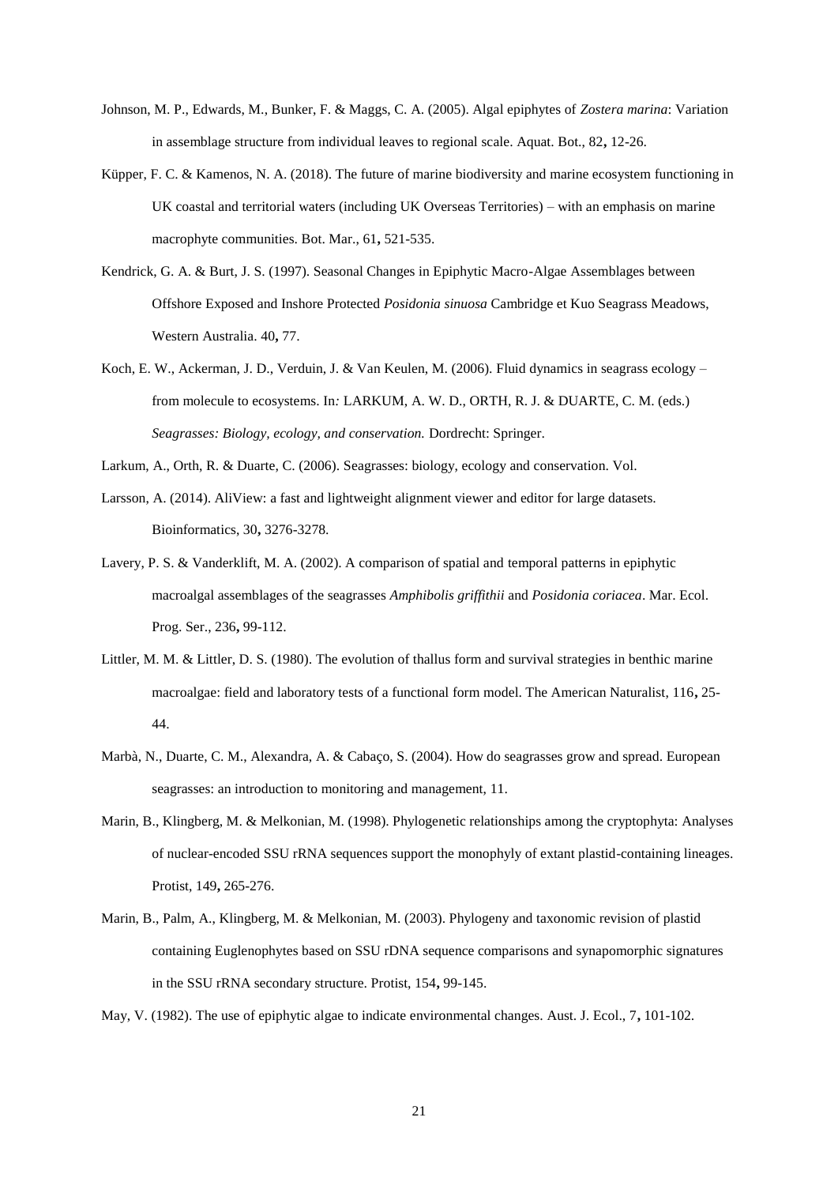Johnson, M. P., Edwards, M., Bunker, F. & Maggs, C. A. (2005). Algal epiphytes of *Zostera marina*: Variation in assemblage structure from individual leaves to regional scale. Aquat. Bot., 82**,** 12-26.

Küpper, F. C. & Kamenos, N. A. (2018). The future of marine biodiversity and marine ecosystem functioning in UK coastal and territorial waters (including UK Overseas Territories) – with an emphasis on marine macrophyte communities. Bot. Mar., 61**,** 521-535.

Kendrick, G. A. & Burt, J. S. (1997). Seasonal Changes in Epiphytic Macro-Algae Assemblages between Offshore Exposed and Inshore Protected *Posidonia sinuosa* Cambridge et Kuo Seagrass Meadows, Western Australia. 40**,** 77.

Koch, E. W., Ackerman, J. D., Verduin, J. & Van Keulen, M. (2006). Fluid dynamics in seagrass ecology – from molecule to ecosystems. In*:* LARKUM, A. W. D., ORTH, R. J. & DUARTE, C. M. (eds.) *Seagrasses: Biology, ecology, and conservation.* Dordrecht: Springer.

Larkum, A., Orth, R. & Duarte, C. (2006). Seagrasses: biology, ecology and conservation. Vol.

Larsson, A. (2014). AliView: a fast and lightweight alignment viewer and editor for large datasets. Bioinformatics, 30**,** 3276-3278.

Lavery, P. S. & Vanderklift, M. A. (2002). A comparison of spatial and temporal patterns in epiphytic macroalgal assemblages of the seagrasses *Amphibolis griffithii* and *Posidonia coriacea*. Mar. Ecol. Prog. Ser., 236**,** 99-112.

Littler, M. M. & Littler, D. S. (1980). The evolution of thallus form and survival strategies in benthic marine macroalgae: field and laboratory tests of a functional form model. The American Naturalist, 116**,** 25-44.

Marbà, N., Duarte, C. M., Alexandra, A. & Cabaço, S. (2004). How do seagrasses grow and spread. European seagrasses: an introduction to monitoring and management, 11.

Marin, B., Klingberg, M. & Melkonian, M. (1998). Phylogenetic relationships among the cryptophyta: Analyses of nuclear-encoded SSU rRNA sequences support the monophyly of extant plastid-containing lineages. Protist, 149**,** 265-276.

Marin, B., Palm, A., Klingberg, M. & Melkonian, M. (2003). Phylogeny and taxonomic revision of plastid containing Euglenophytes based on SSU rDNA sequence comparisons and synapomorphic signatures in the SSU rRNA secondary structure. Protist, 154**,** 99-145.

May, V. (1982). The use of epiphytic algae to indicate environmental changes. Aust. J. Ecol., 7**,** 101-102.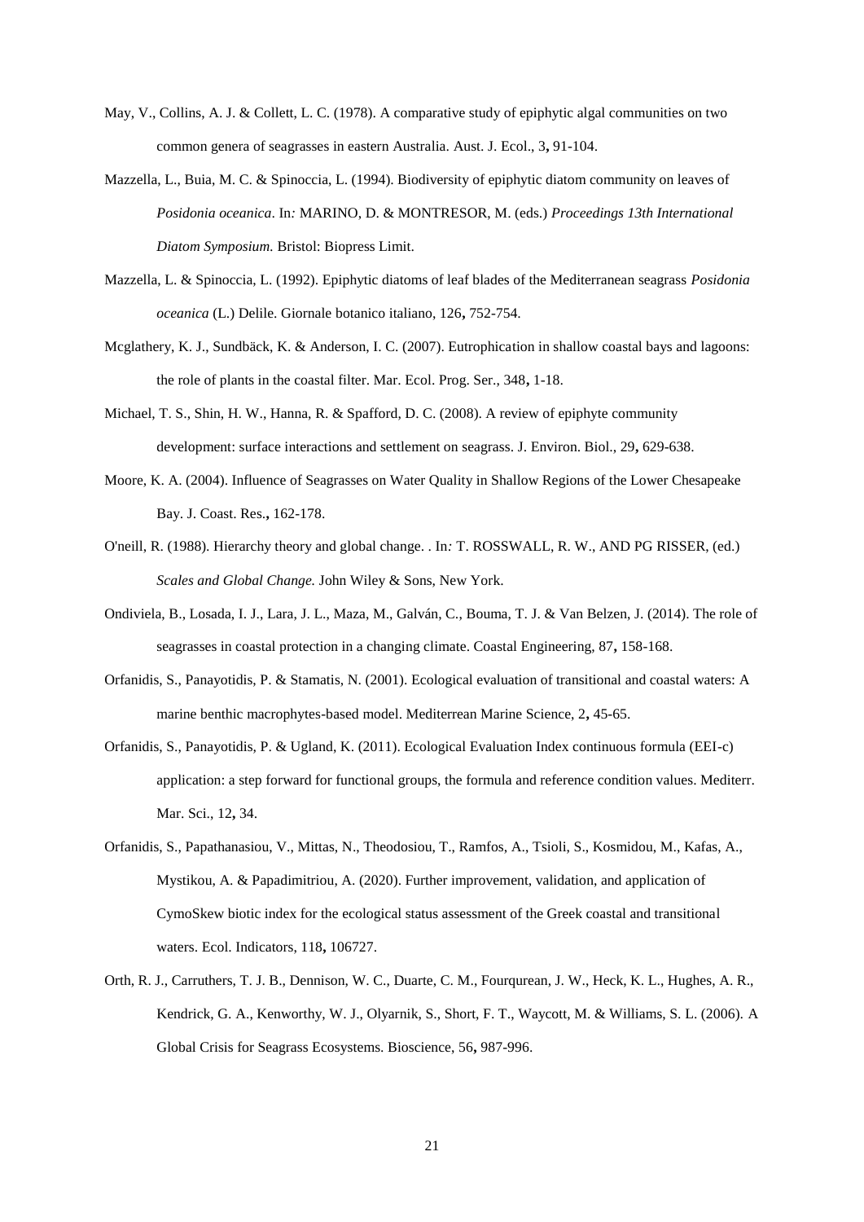May, V., Collins, A. J. & Collett, L. C. (1978). A comparative study of epiphytic algal communities on two common genera of seagrasses in eastern Australia. Aust. J. Ecol., 3**,** 91-104.

Mazzella, L., Buia, M. C. & Spinoccia, L. (1994). Biodiversity of epiphytic diatom community on leaves of *Posidonia oceanica*. In*:* MARINO, D. & MONTRESOR, M. (eds.) *Proceedings 13th International Diatom Symposium.* Bristol: Biopress Limit.

Mazzella, L. & Spinoccia, L. (1992). Epiphytic diatoms of leaf blades of the Mediterranean seagrass *Posidonia oceanica* (L.) Delile. Giornale botanico italiano, 126**,** 752-754.

Mcglathery, K. J., Sundbäck, K. & Anderson, I. C. (2007). Eutrophication in shallow coastal bays and lagoons: the role of plants in the coastal filter. Mar. Ecol. Prog. Ser., 348**,** 1-18.

Michael, T. S., Shin, H. W., Hanna, R. & Spafford, D. C. (2008). A review of epiphyte community development: surface interactions and settlement on seagrass. J. Environ. Biol., 29**,** 629-638.

Moore, K. A. (2004). Influence of Seagrasses on Water Quality in Shallow Regions of the Lower Chesapeake Bay. J. Coast. Res.**,** 162-178.

O'neill, R. (1988). Hierarchy theory and global change. . In*:* T. ROSSWALL, R. W., AND PG RISSER, (ed.) *Scales and Global Change.* John Wiley & Sons, New York.

Ondiviela, B., Losada, I. J., Lara, J. L., Maza, M., Galván, C., Bouma, T. J. & Van Belzen, J. (2014). The role of seagrasses in coastal protection in a changing climate. Coastal Engineering, 87**,** 158-168.

Orfanidis, S., Panayotidis, P. & Stamatis, N. (2001). Ecological evaluation of transitional and coastal waters: A marine benthic macrophytes-based model. Mediterrean Marine Science, 2**,** 45-65.

Orfanidis, S., Panayotidis, P. & Ugland, K. (2011). Ecological Evaluation Index continuous formula (EEI-c) application: a step forward for functional groups, the formula and reference condition values. Mediterr. Mar. Sci., 12**,** 34.

Orfanidis, S., Papathanasiou, V., Mittas, N., Theodosiou, T., Ramfos, A., Tsioli, S., Kosmidou, M., Kafas, A., Mystikou, A. & Papadimitriou, A. (2020). Further improvement, validation, and application of CymoSkew biotic index for the ecological status assessment of the Greek coastal and transitional waters. Ecol. Indicators, 118**,** 106727.

Orth, R. J., Carruthers, T. J. B., Dennison, W. C., Duarte, C. M., Fourqurean, J. W., Heck, K. L., Hughes, A. R., Kendrick, G. A., Kenworthy, W. J., Olyarnik, S., Short, F. T., Waycott, M. & Williams, S. L. (2006). A Global Crisis for Seagrass Ecosystems. Bioscience, 56**,** 987-996.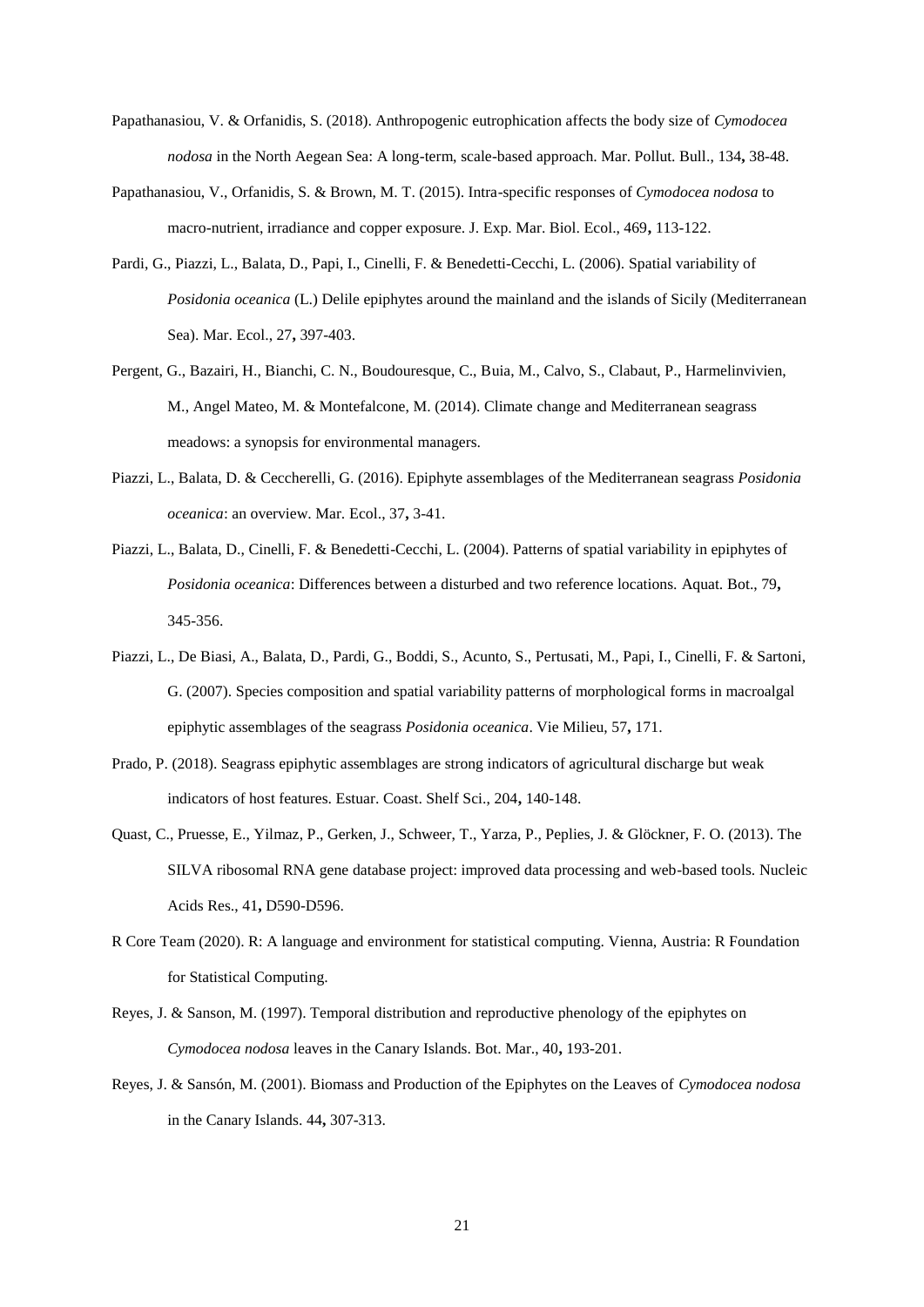Papathanasiou, V. & Orfanidis, S. (2018). Anthropogenic eutrophication affects the body size of *Cymodocea nodosa* in the North Aegean Sea: A long-term, scale-based approach. Mar. Pollut. Bull., 134**,** 38-48.

Papathanasiou, V., Orfanidis, S. & Brown, M. T. (2015). Intra-specific responses of *Cymodocea nodosa* to macro-nutrient, irradiance and copper exposure. J. Exp. Mar. Biol. Ecol., 469**,** 113-122.

Pardi, G., Piazzi, L., Balata, D., Papi, I., Cinelli, F. & Benedetti-Cecchi, L. (2006). Spatial variability of *Posidonia oceanica* (L.) Delile epiphytes around the mainland and the islands of Sicily (Mediterranean Sea). Mar. Ecol., 27**,** 397-403.

Pergent, G., Bazairi, H., Bianchi, C. N., Boudouresque, C., Buia, M., Calvo, S., Clabaut, P., Harmelinvivien, M., Angel Mateo, M. & Montefalcone, M. (2014). Climate change and Mediterranean seagrass meadows: a synopsis for environmental managers.

Piazzi, L., Balata, D. & Ceccherelli, G. (2016). Epiphyte assemblages of the Mediterranean seagrass *Posidonia oceanica*: an overview. Mar. Ecol., 37**,** 3-41.

Piazzi, L., Balata, D., Cinelli, F. & Benedetti-Cecchi, L. (2004). Patterns of spatial variability in epiphytes of *Posidonia oceanica*: Differences between a disturbed and two reference locations. Aquat. Bot., 79**,** 345-356.

Piazzi, L., De Biasi, A., Balata, D., Pardi, G., Boddi, S., Acunto, S., Pertusati, M., Papi, I., Cinelli, F. & Sartoni, G. (2007). Species composition and spatial variability patterns of morphological forms in macroalgal epiphytic assemblages of the seagrass *Posidonia oceanica*. Vie Milieu, 57**,** 171.

Prado, P. (2018). Seagrass epiphytic assemblages are strong indicators of agricultural discharge but weak indicators of host features. Estuar. Coast. Shelf Sci., 204**,** 140-148.

Quast, C., Pruesse, E., Yilmaz, P., Gerken, J., Schweer, T., Yarza, P., Peplies, J. & Glöckner, F. O. (2013). The SILVA ribosomal RNA gene database project: improved data processing and web-based tools. Nucleic Acids Res., 41**,** D590-D596.

R Core Team (2020). R: A language and environment for statistical computing. Vienna, Austria: R Foundation for Statistical Computing.

Reyes, J. & Sanson, M. (1997). Temporal distribution and reproductive phenology of the epiphytes on *Cymodocea nodosa* leaves in the Canary Islands. Bot. Mar., 40**,** 193-201.

Reyes, J. & Sansón, M. (2001). Biomass and Production of the Epiphytes on the Leaves of *Cymodocea nodosa* in the Canary Islands. 44**,** 307-313.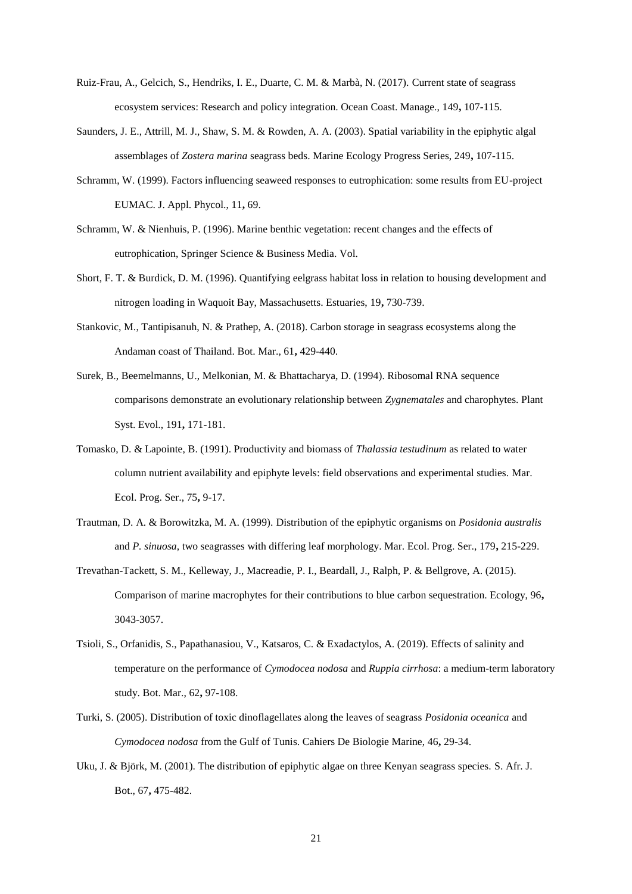Ruiz-Frau, A., Gelcich, S., Hendriks, I. E., Duarte, C. M. & Marbà, N. (2017). Current state of seagrass ecosystem services: Research and policy integration. Ocean Coast. Manage., 149**,** 107-115.

Saunders, J. E., Attrill, M. J., Shaw, S. M. & Rowden, A. A. (2003). Spatial variability in the epiphytic algal assemblages of *Zostera marina* seagrass beds. Marine Ecology Progress Series, 249**,** 107-115.

Schramm, W. (1999). Factors influencing seaweed responses to eutrophication: some results from EU-project EUMAC. J. Appl. Phycol., 11**,** 69.

Schramm, W. & Nienhuis, P. (1996). Marine benthic vegetation: recent changes and the effects of eutrophication, Springer Science & Business Media. Vol.

Short, F. T. & Burdick, D. M. (1996). Quantifying eelgrass habitat loss in relation to housing development and nitrogen loading in Waquoit Bay, Massachusetts. Estuaries, 19**,** 730-739.

Stankovic, M., Tantipisanuh, N. & Prathep, A. (2018). Carbon storage in seagrass ecosystems along the Andaman coast of Thailand. Bot. Mar., 61**,** 429-440.

Surek, B., Beemelmanns, U., Melkonian, M. & Bhattacharya, D. (1994). Ribosomal RNA sequence comparisons demonstrate an evolutionary relationship between *Zygnematales* and charophytes. Plant Syst. Evol., 191**,** 171-181.

Tomasko, D. & Lapointe, B. (1991). Productivity and biomass of *Thalassia testudinum* as related to water column nutrient availability and epiphyte levels: field observations and experimental studies. Mar. Ecol. Prog. Ser., 75**,** 9-17.

Trautman, D. A. & Borowitzka, M. A. (1999). Distribution of the epiphytic organisms on *Posidonia australis* and *P. sinuosa*, two seagrasses with differing leaf morphology. Mar. Ecol. Prog. Ser., 179**,** 215-229.

Trevathan-Tackett, S. M., Kelleway, J., Macreadie, P. I., Beardall, J., Ralph, P. & Bellgrove, A. (2015). Comparison of marine macrophytes for their contributions to blue carbon sequestration. Ecology, 96**,** 3043-3057.

Tsioli, S., Orfanidis, S., Papathanasiou, V., Katsaros, C. & Exadactylos, A. (2019). Effects of salinity and temperature on the performance of *Cymodocea nodosa* and *Ruppia cirrhosa*: a medium-term laboratory study. Bot. Mar., 62**,** 97-108.

Turki, S. (2005). Distribution of toxic dinoflagellates along the leaves of seagrass *Posidonia oceanica* and *Cymodocea nodosa* from the Gulf of Tunis. Cahiers De Biologie Marine, 46**,** 29-34.

Uku, J. & Björk, M. (2001). The distribution of epiphytic algae on three Kenyan seagrass species. S. Afr. J. Bot., 67**,** 475-482.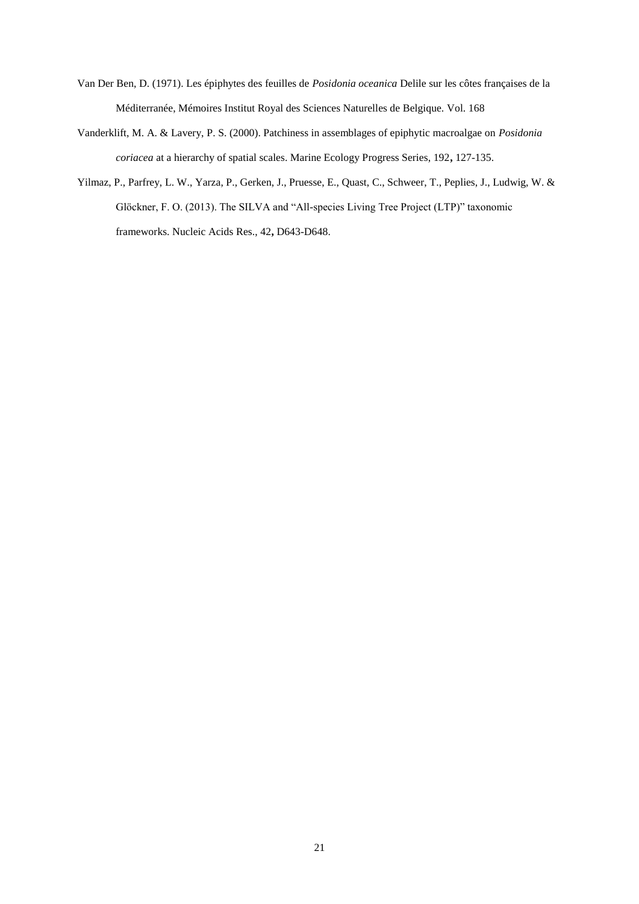Van Der Ben, D. (1971). Les épiphytes des feuilles de *Posidonia oceanica* Delile sur les côtes françaises de la Méditerranée, Mémoires Institut Royal des Sciences Naturelles de Belgique. Vol. 168

Vanderklift, M. A. & Lavery, P. S. (2000). Patchiness in assemblages of epiphytic macroalgae on *Posidonia coriacea* at a hierarchy of spatial scales. Marine Ecology Progress Series, 192**,** 127-135.

Yilmaz, P., Parfrey, L. W., Yarza, P., Gerken, J., Pruesse, E., Quast, C., Schweer, T., Peplies, J., Ludwig, W. & Glöckner, F. O. (2013). The SILVA and "All-species Living Tree Project (LTP)" taxonomic frameworks. Nucleic Acids Res., 42**,** D643-D648.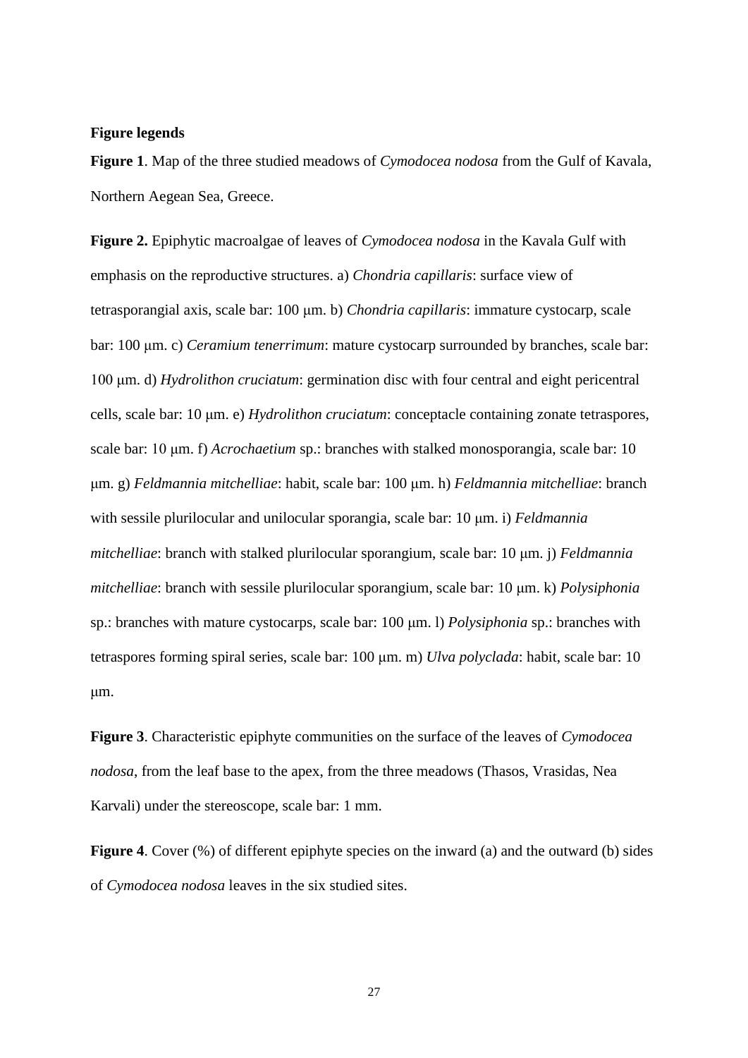**Figure legends**

**Figure 1**. Map of the three studied meadows of *Cymodocea nodosa* from the Gulf of Kavala, Northern Aegean Sea, Greece.

**Figure 2.** Epiphytic macroalgae of leaves of *Cymodocea nodosa* in the Kavala Gulf with emphasis on the reproductive structures. a) *Chondria capillaris*: surface view of tetrasporangial axis, scale bar: 100 μm. b) *Chondria capillaris*: immature cystocarp, scale bar: 100 μm. c) *Ceramium tenerrimum*: mature cystocarp surrounded by branches, scale bar: 100 μm. d) *Hydrolithon cruciatum*: germination disc with four central and eight pericentral cells, scale bar: 10 μm. e) *Hydrolithon cruciatum*: conceptacle containing zonate tetraspores, scale bar: 10 μm. f) *Acrochaetium* sp.: branches with stalked monosporangia, scale bar: 10 μm. g) *Feldmannia mitchelliae*: habit, scale bar: 100 μm. h) *Feldmannia mitchelliae*: branch with sessile plurilocular and unilocular sporangia, scale bar: 10 μm. i) *Feldmannia mitchelliae*: branch with stalked plurilocular sporangium, scale bar: 10 μm. j) *Feldmannia mitchelliae*: branch with sessile plurilocular sporangium, scale bar: 10 μm. k) *Polysiphonia* sp.: branches with mature cystocarps, scale bar: 100 μm. l) *Polysiphonia* sp.: branches with tetraspores forming spiral series, scale bar: 100 μm. m) *Ulva polyclada*: habit, scale bar: 10 μm.

**Figure 3**. Characteristic epiphyte communities on the surface of the leaves of *Cymodocea nodosa*, from the leaf base to the apex, from the three meadows (Thasos, Vrasidas, Nea Karvali) under the stereoscope, scale bar: 1 mm.

**Figure 4**. Cover (%) of different epiphyte species on the inward (a) and the outward (b) sides of *Cymodocea nodosa* leaves in the six studied sites.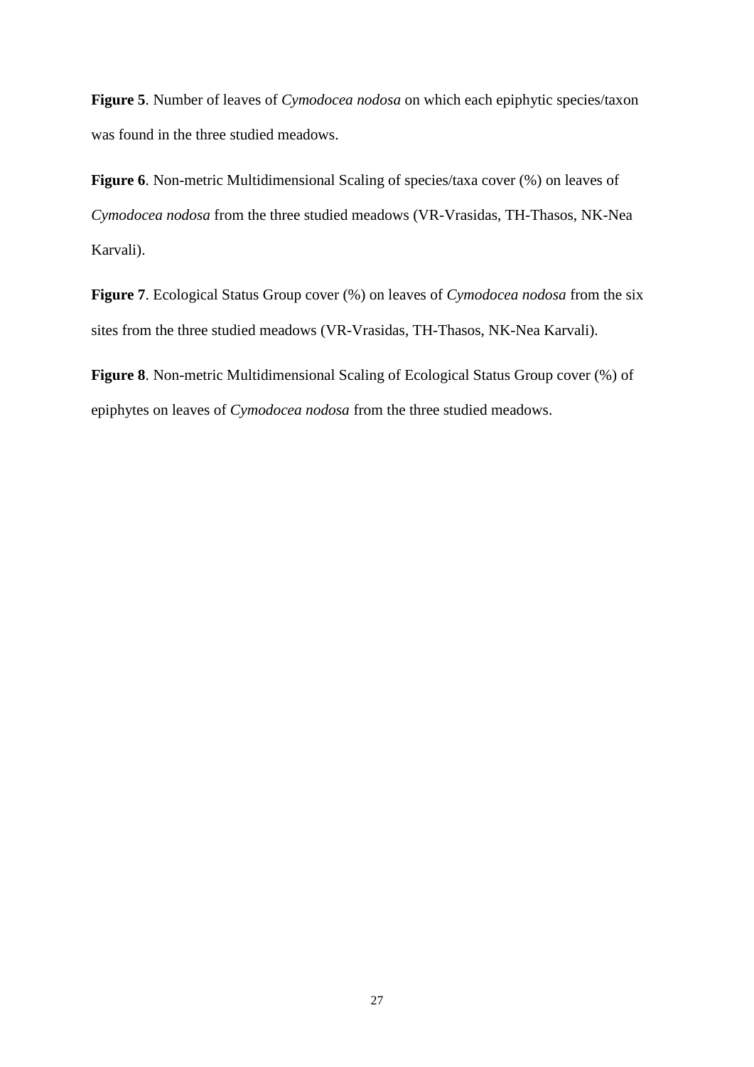**Figure 5**. Number of leaves of *Cymodocea nodosa* on which each epiphytic species/taxon was found in the three studied meadows.

**Figure 6**. Non-metric Multidimensional Scaling of species/taxa cover (%) on leaves of *Cymodocea nodosa* from the three studied meadows (VR-Vrasidas, TH-Thasos, NK-Nea Karvali).

**Figure 7**. Ecological Status Group cover (%) on leaves of *Cymodocea nodosa* from the six sites from the three studied meadows (VR-Vrasidas, TH-Thasos, NK-Nea Karvali).

**Figure 8**. Non-metric Multidimensional Scaling of Ecological Status Group cover (%) of epiphytes on leaves of *Cymodocea nodosa* from the three studied meadows.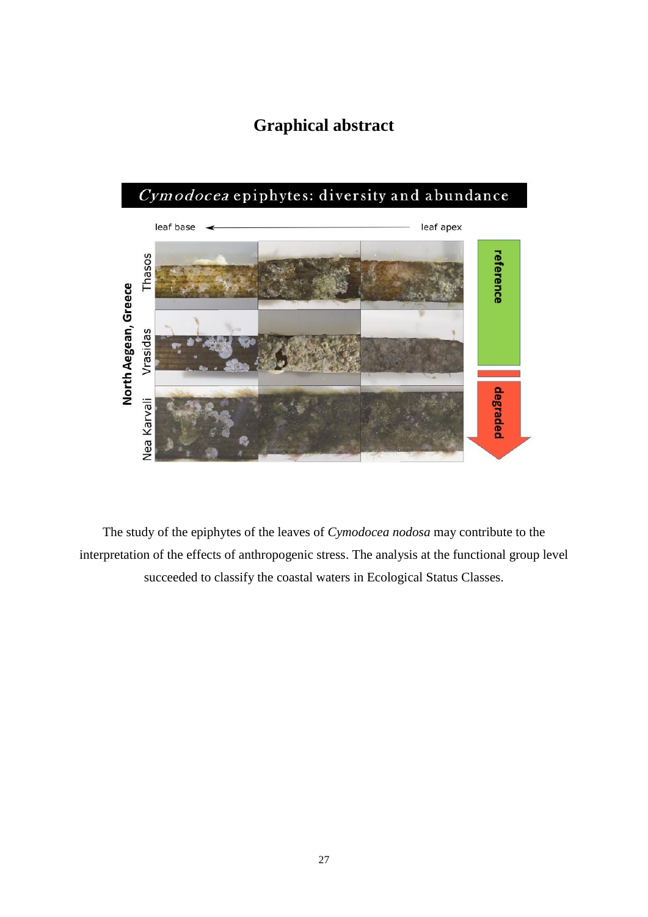# Graphical abstract

The study of the epiphytes of the leaves of *Cymodocea nodosa* may contribute to the interpretation of the effects of anthropogenic stress. The analysis at the functional group level succeeded to classify the coastal waters in Ecological Status Classes.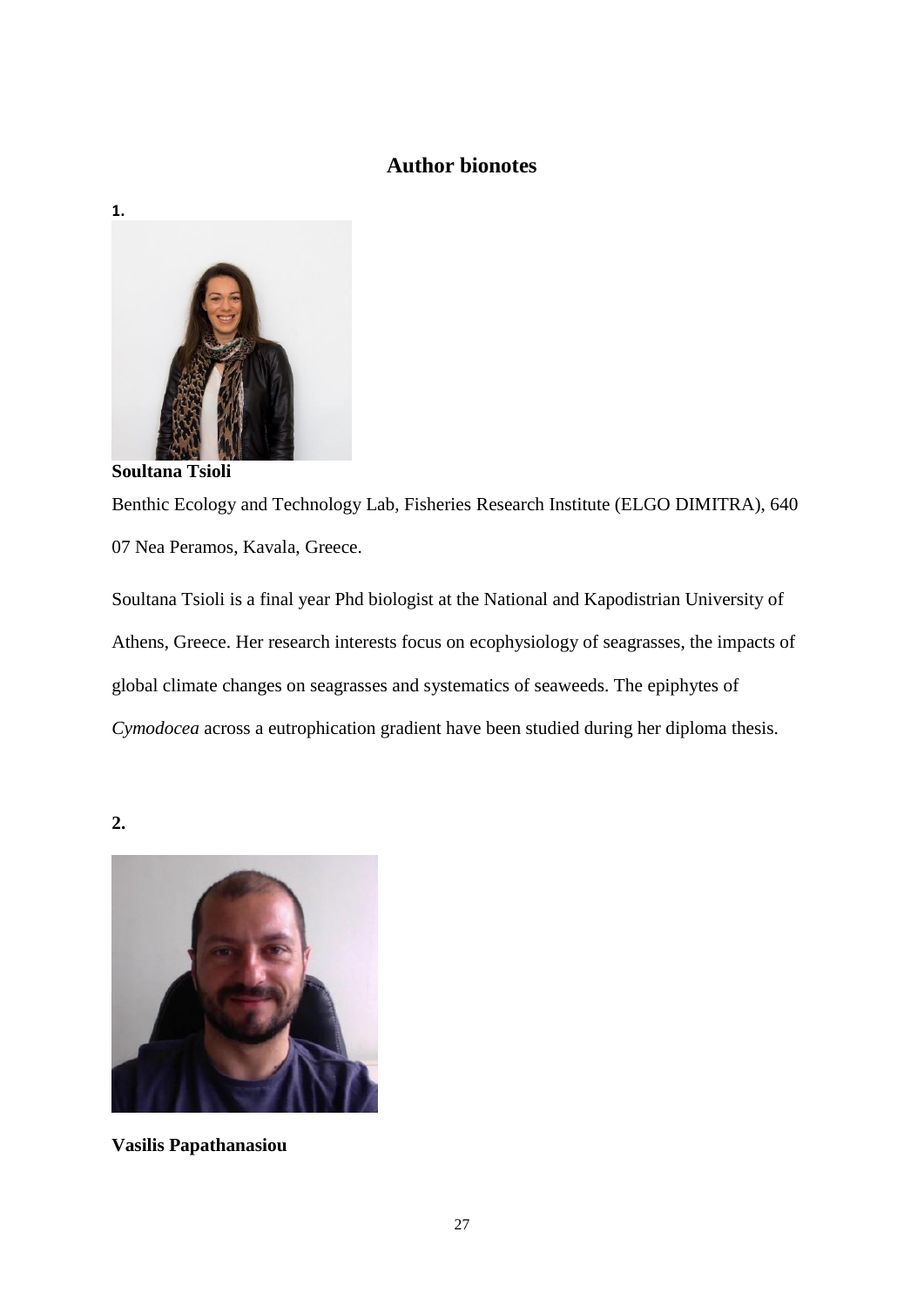## Author bionotes

**1.**

**Soultana Tsioli**

Benthic Ecology and Technology Lab, Fisheries Research Institute (ELGO DIMITRA), 640 07 Nea Peramos, Kavala, Greece.

Soultana Tsioli is a final year Phd biologist at the National and Kapodistrian University of Athens, Greece. Her research interests focus on ecophysiology of seagrasses, the impacts of global climate changes on seagrasses and systematics of seaweeds. The epiphytes of *Cymodocea* across a eutrophication gradient have been studied during her diploma thesis.

**2.**

**Vasilis Papathanasiou**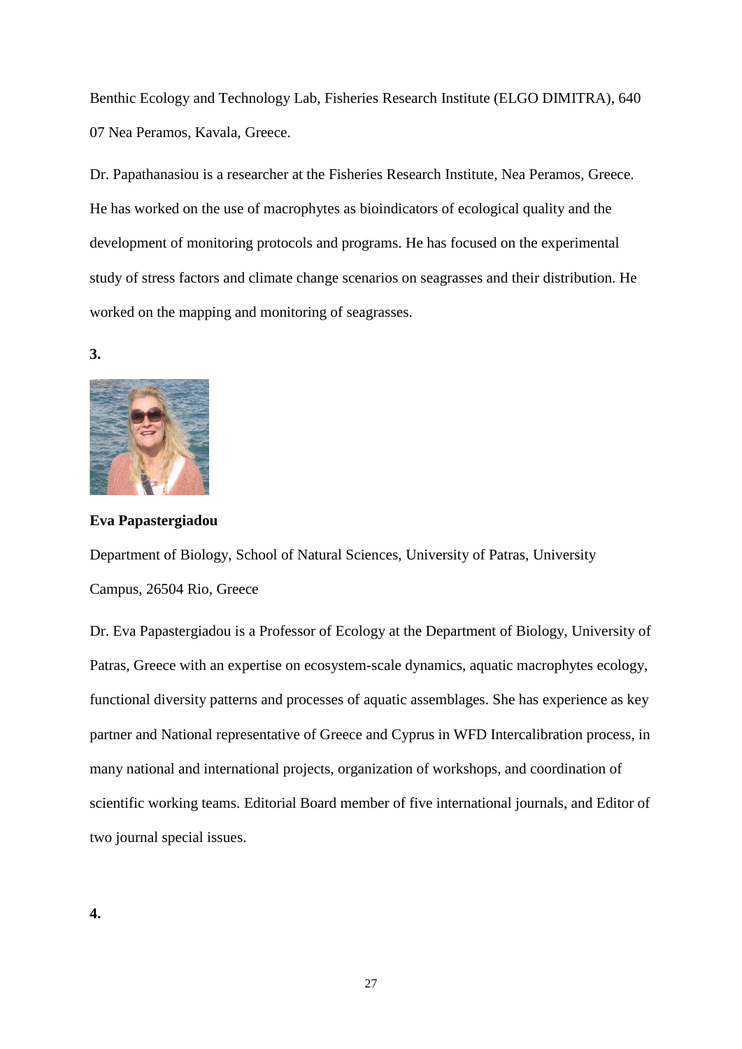Benthic Ecology and Technology Lab, Fisheries Research Institute (ELGO DIMITRA), 640 07 Nea Peramos, Kavala, Greece.

Dr. Papathanasiou is a researcher at the Fisheries Research Institute, Nea Peramos, Greece. He has worked on the use of macrophytes as bioindicators of ecological quality and the development of monitoring protocols and programs. He has focused on the experimental study of stress factors and climate change scenarios on seagrasses and their distribution. He worked on the mapping and monitoring of seagrasses.

**3.**

**Eva Papastergiadou**

Department of Biology, School of Natural Sciences, University of Patras, University Campus, 26504 Rio, Greece

Dr. Eva Papastergiadou is a Professor of Ecology at the Department of Biology, University of Patras, Greece with an expertise on ecosystem-scale dynamics, aquatic macrophytes ecology, functional diversity patterns and processes of aquatic assemblages. She has experience as key partner and National representative of Greece and Cyprus in WFD Intercalibration process, in many national and international projects, organization of workshops, and coordination of scientific working teams. Editorial Board member of five international journals, and Editor of two journal special issues.

**4.**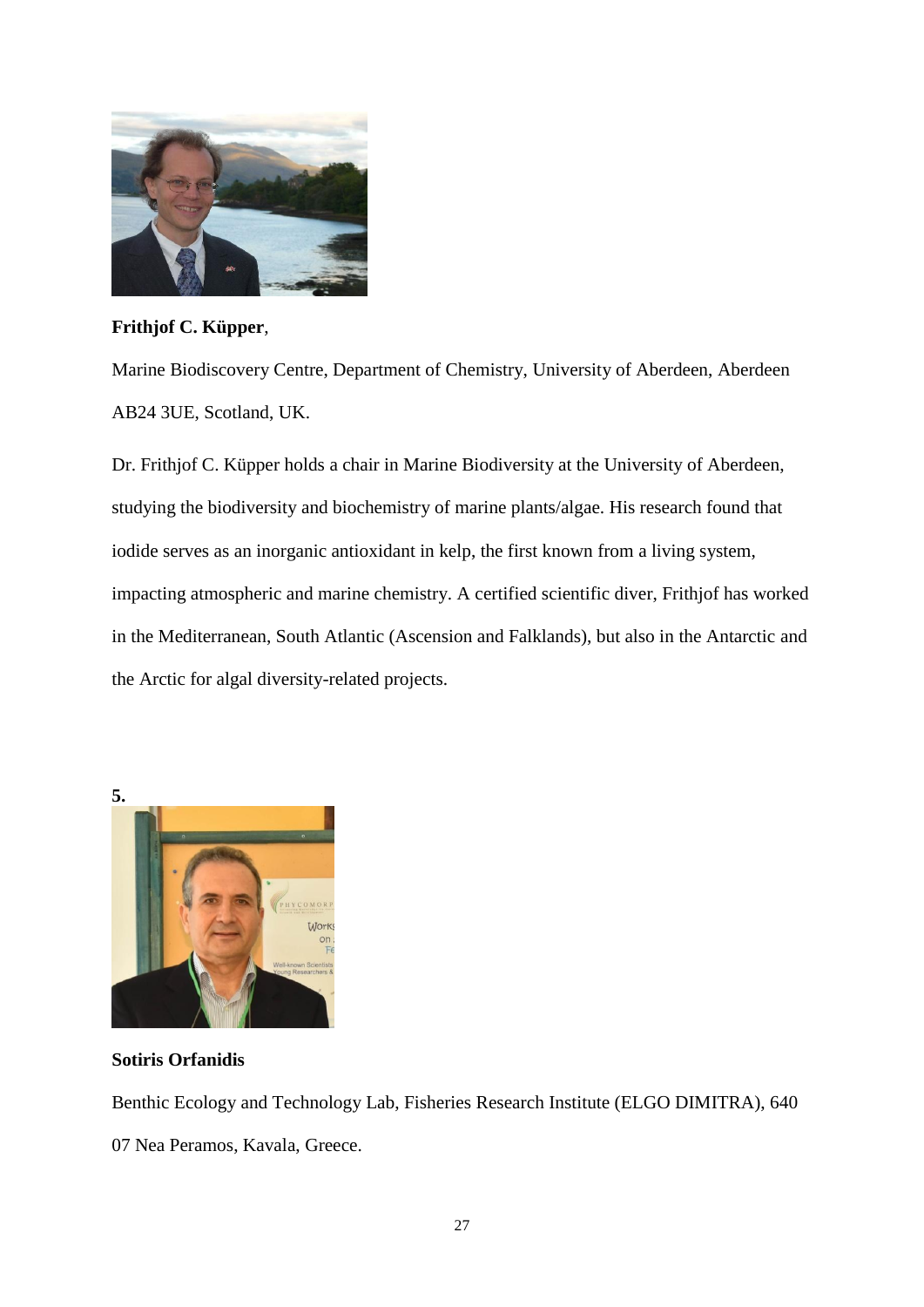**Frithjof C. Küpper**,

Marine Biodiscovery Centre, Department of Chemistry, University of Aberdeen, Aberdeen AB24 3UE, Scotland, UK.

Dr. Frithjof C. Küpper holds a chair in Marine Biodiversity at the University of Aberdeen, studying the biodiversity and biochemistry of marine plants/algae. His research found that iodide serves as an inorganic antioxidant in kelp, the first known from a living system, impacting atmospheric and marine chemistry. A certified scientific diver, Frithjof has worked in the Mediterranean, South Atlantic (Ascension and Falklands), but also in the Antarctic and the Arctic for algal diversity-related projects.

**5.**

**Sotiris Orfanidis**

Benthic Ecology and Technology Lab, Fisheries Research Institute (ELGO DIMITRA), 640 07 Nea Peramos, Kavala, Greece.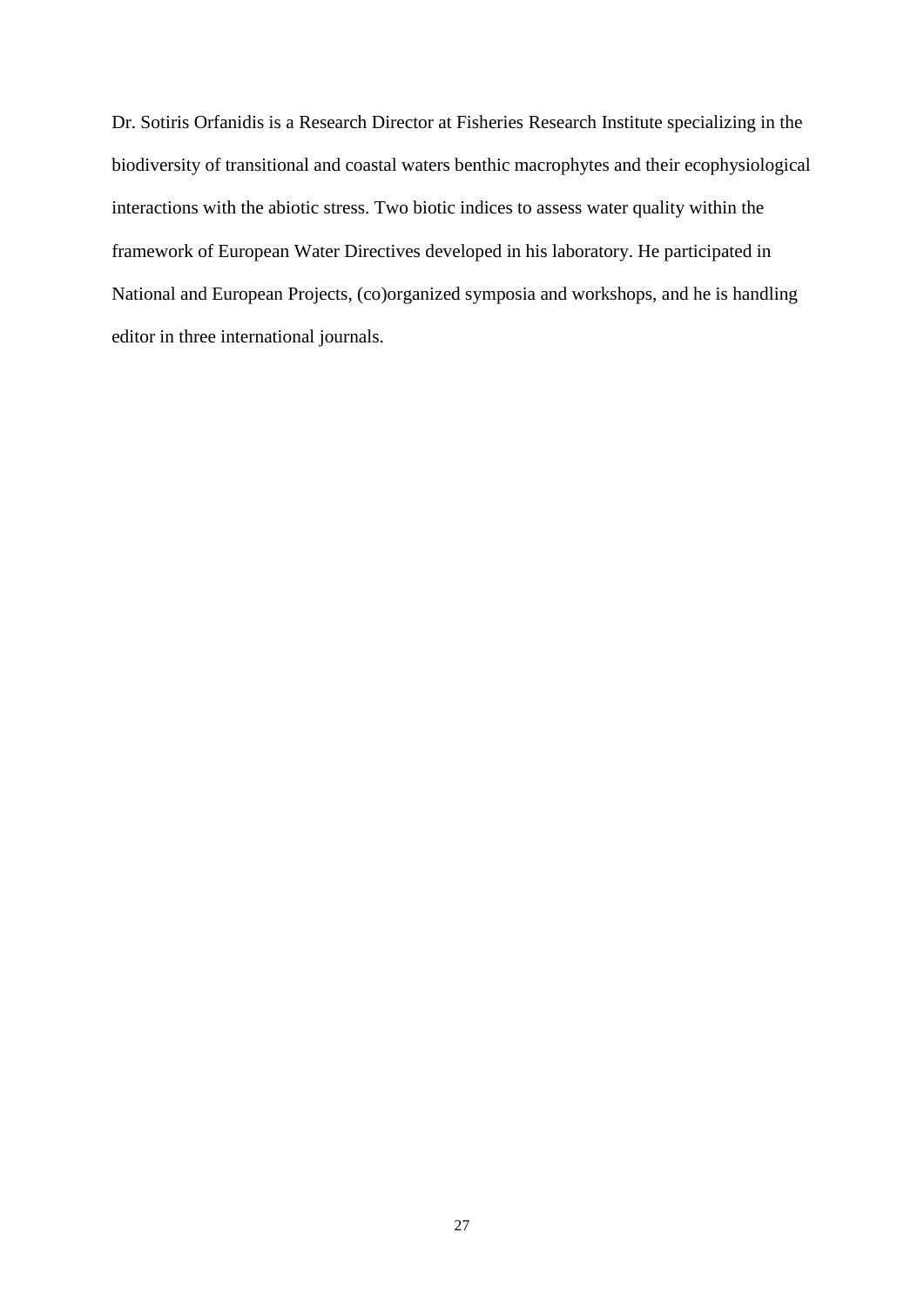Dr. Sotiris Orfanidis is a Research Director at Fisheries Research Institute specializing in the biodiversity of transitional and coastal waters benthic macrophytes and their ecophysiological interactions with the abiotic stress. Two biotic indices to assess water quality within the framework of European Water Directives developed in his laboratory. He participated in National and European Projects, (co)organized symposia and workshops, and he is handling editor in three international journals.